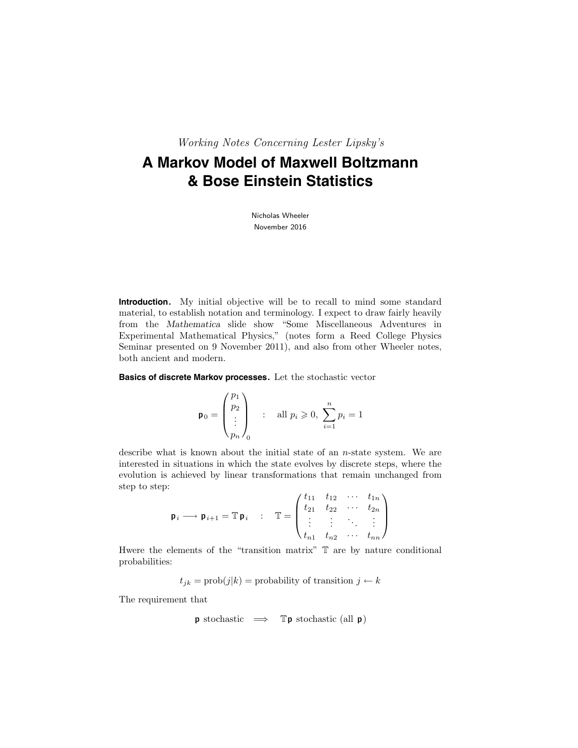*Working Notes Concerning Lester Lipsky's*

# A Markov Model of Maxwell Boltzmann & Bose Einstein Statistics

Nicholas Wheeler
November 2016

**Introduction.** My initial objective will be to recall to mind some standard material, to establish notation and terminology. I expect to draw fairly heavily from the *Mathematica* slide show "Some Miscellaneous Adventures in Experimental Mathematical Physics," (notes form a Reed College Physics Seminar presented on 9 November 2011), and also from other Wheeler notes, both ancient and modern.

**Basics of discrete Markov processes.** Let the stochastic vector

$$\mathbf{p}_0 = \begin{pmatrix} p_1 \\ p_2 \\ \vdots \\ p_n \end{pmatrix}_0 \quad : \quad \text{all } p_i \geqslant 0, \; \sum_{i=1}^{n} p_i = 1$$

describe what is known about the initial state of an $n$-state system. We are interested in situations in which the state evolves by discrete steps, where the evolution is achieved by linear transformations that remain unchanged from step to step:

$$\mathbf{p}_i \longrightarrow \mathbf{p}_{i+1} = \mathbb{T}\,\mathbf{p}_i \quad : \quad \mathbb{T} = \begin{pmatrix} t_{11} & t_{12} & \cdots & t_{1n} \\ t_{21} & t_{22} & \cdots & t_{2n} \\ \vdots & \vdots & \ddots & \vdots \\ t_{n1} & t_{n2} & \cdots & t_{nn} \end{pmatrix}$$

Hwere the elements of the "transition matrix" $\mathbb{T}$ are by nature conditional probabilities:

$$t_{jk} = \text{prob}(j|k) = \text{probability of transition } j \leftarrow k$$

The requirement that

$$\mathbf{p} \text{ stochastic} \quad \Longrightarrow \quad \mathbb{T}\mathbf{p} \text{ stochastic (all } \mathbf{p})$$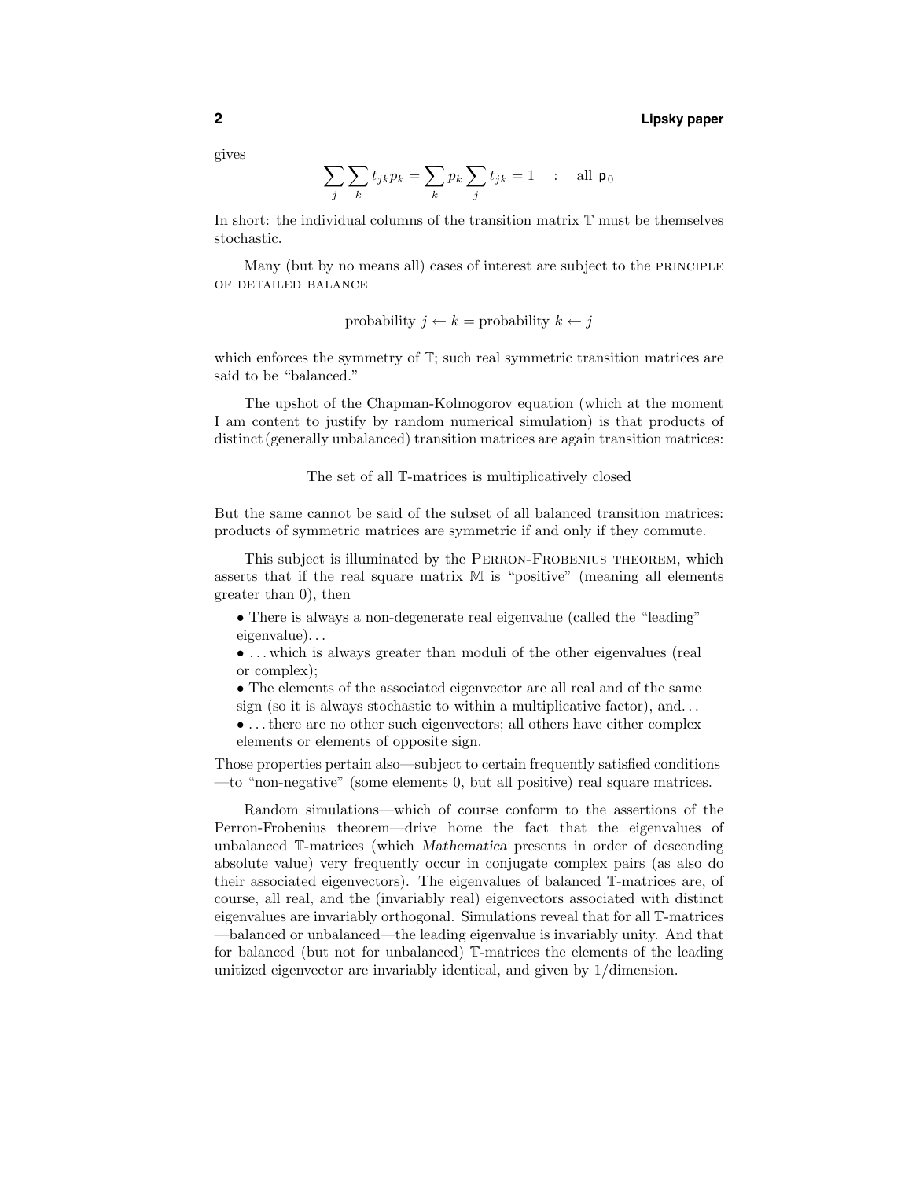gives

$$\sum_j \sum_k t_{jk} p_k = \sum_k p_k \sum_j t_{jk} = 1 \quad : \quad \text{all } \mathbf{p}_0$$

In short: the individual columns of the transition matrix $\mathbb{T}$ must be themselves stochastic.

Many (but by no means all) cases of interest are subject to the PRINCIPLE OF DETAILED BALANCE

$$\text{probability } j \leftarrow k = \text{probability } k \leftarrow j$$

which enforces the symmetry of $\mathbb{T}$; such real symmetric transition matrices are said to be "balanced."

The upshot of the Chapman-Kolmogorov equation (which at the moment I am content to justify by random numerical simulation) is that products of distinct (generally unbalanced) transition matrices are again transition matrices:

The set of all $\mathbb{T}$-matrices is multiplicatively closed

But the same cannot be said of the subset of all balanced transition matrices: products of symmetric matrices are symmetric if and only if they commute.

This subject is illuminated by the PERRON-FROBENIUS THEOREM, which asserts that if the real square matrix $\mathbb{M}$ is "positive" (meaning all elements greater than 0), then

- There is always a non-degenerate real eigenvalue (called the "leading" eigenvalue)...
- ...which is always greater than moduli of the other eigenvalues (real or complex);
- The elements of the associated eigenvector are all real and of the same sign (so it is always stochastic to within a multiplicative factor), and...
- ...there are no other such eigenvectors; all others have either complex elements or elements of opposite sign.

Those properties pertain also—subject to certain frequently satisfied conditions—to "non-negative" (some elements 0, but all positive) real square matrices.

Random simulations—which of course conform to the assertions of the Perron-Frobenius theorem—drive home the fact that the eigenvalues of unbalanced $\mathbb{T}$-matrices (which *Mathematica* presents in order of descending absolute value) very frequently occur in conjugate complex pairs (as also do their associated eigenvectors). The eigenvalues of balanced $\mathbb{T}$-matrices are, of course, all real, and the (invariably real) eigenvectors associated with distinct eigenvalues are invariably orthogonal. Simulations reveal that for all $\mathbb{T}$-matrices—balanced or unbalanced—the leading eigenvalue is invariably unity. And that for balanced (but not for unbalanced) $\mathbb{T}$-matrices the elements of the leading unitized eigenvector are invariably identical, and given by 1/dimension.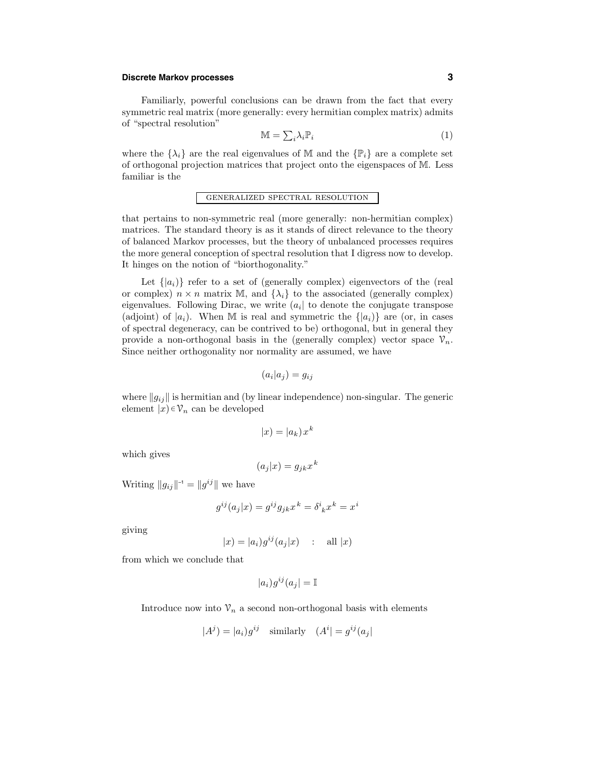Familiarly, powerful conclusions can be drawn from the fact that every symmetric real matrix (more generally: every hermitian complex matrix) admits of "spectral resolution"

$$\mathbb{M} = \sum_i \lambda_i \mathbb{P}_i \tag{1}$$

where the $\{\lambda_i\}$ are the real eigenvalues of $\mathbb{M}$ and the $\{\mathbb{P}_i\}$ are a complete set of orthogonal projection matrices that project onto the eigenspaces of $\mathbb{M}$. Less familiar is the

## GENERALIZED SPECTRAL RESOLUTION

that pertains to non-symmetric real (more generally: non-hermitian complex) matrices. The standard theory is as it stands of direct relevance to the theory of balanced Markov processes, but the theory of unbalanced processes requires the more general conception of spectral resolution that I digress now to develop. It hinges on the notion of "biorthogonality."

Let $\{|a_i)\}$ refer to a set of (generally complex) eigenvectors of the (real or complex) $n \times n$ matrix $\mathbb{M}$, and $\{\lambda_i\}$ to the associated (generally complex) eigenvalues. Following Dirac, we write $(a_i|$ to denote the conjugate transpose (adjoint) of $|a_i)$. When $\mathbb{M}$ is real and symmetric the $\{|a_i)\}$ are (or, in cases of spectral degeneracy, can be contrived to be) orthogonal, but in general they provide a non-orthogonal basis in the (generally complex) vector space $\mathcal{V}_n$. Since neither orthogonality nor normality are assumed, we have

$$(a_i|a_j) = g_{ij}$$

where $\|g_{ij}\|$ is hermitian and (by linear independence) non-singular. The generic element $|x) \in \mathcal{V}_n$ can be developed

$$|x) = |a_k)\, x^k$$

which gives

$$(a_j|x) = g_{jk} x^k$$

Writing $\|g_{ij}\|^{-1} = \|g^{ij}\|$ we have

$$g^{ij}(a_j|x) = g^{ij} g_{jk} x^k = \delta^i{}_k x^k = x^i$$

giving

$$|x) = |a_i) g^{ij} (a_j|x) \quad : \quad \text{all } |x)$$

from which we conclude that

$$|a_i) g^{ij} (a_j| = \mathbb{I}$$

Introduce now into $\mathcal{V}_n$ a second non-orthogonal basis with elements

$$|A^j) = |a_i) g^{ij} \quad \text{similarly} \quad (A^i| = g^{ij}(a_j|$$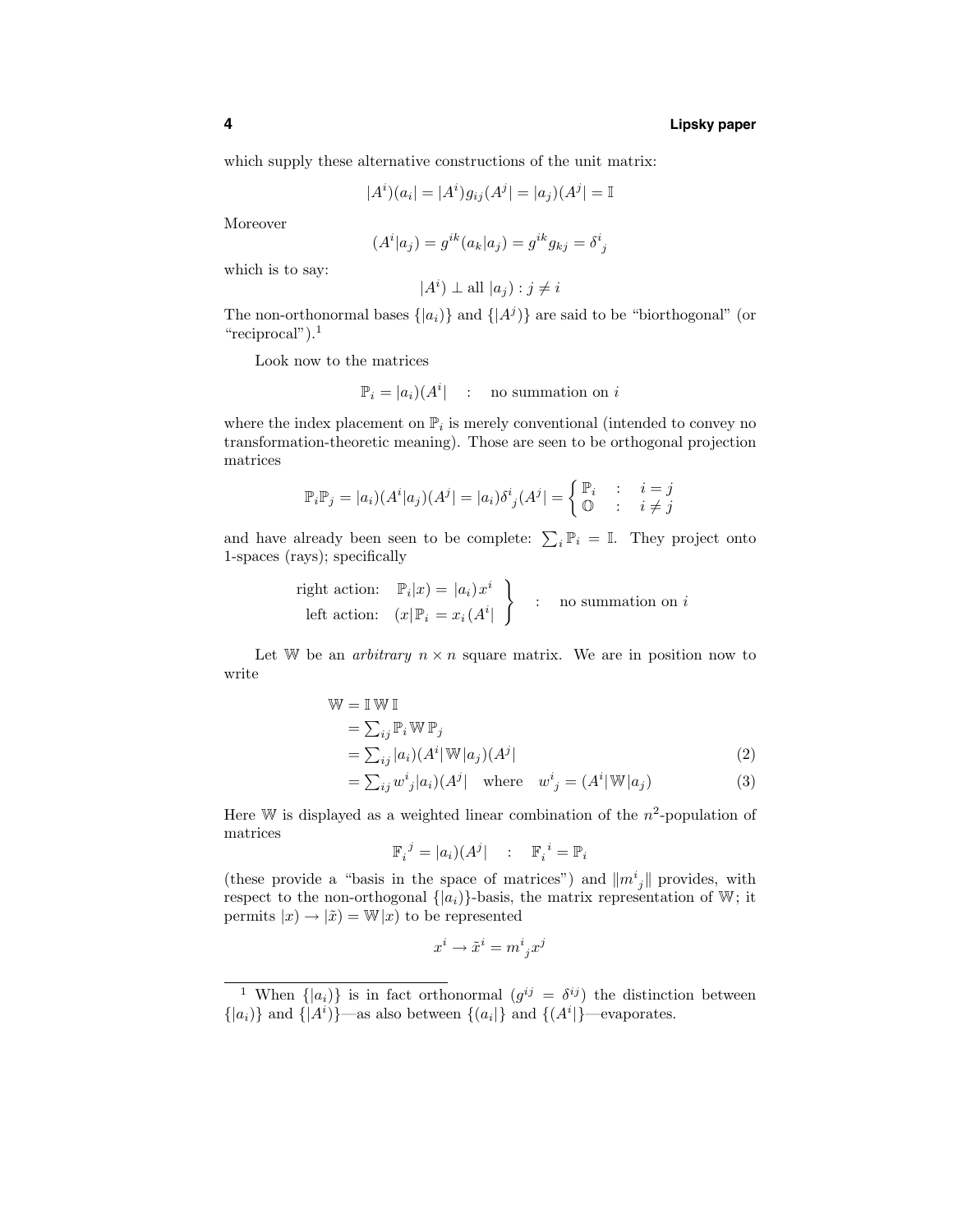which supply these alternative constructions of the unit matrix:

$$|A^i)(a_i| = |A^i)g_{ij}(A^j| = |a_j)(A^j| = \mathbb{I}$$

Moreover

$$(A^i|a_j) = g^{ik}(a_k|a_j) = g^{ik}g_{kj} = \delta^i{}_j$$

which is to say:

$$|A^i) \perp \text{ all } |a_j) : j \neq i$$

The non-orthonormal bases $\{|a_i)\}$ and $\{|A^j)\}$ are said to be "biorthogonal" (or "reciprocal").[1]

Look now to the matrices

$$\mathbb{P}_i = |a_i)(A^i| \quad : \quad \text{no summation on } i$$

where the index placement on $\mathbb{P}_i$ is merely conventional (intended to convey no transformation-theoretic meaning). Those are seen to be orthogonal projection matrices

$$\mathbb{P}_i\mathbb{P}_j = |a_i)(A^i|a_j)(A^j| = |a_i)\delta^i{}_j(A^j| = \begin{cases} \mathbb{P}_i & : \quad i = j \\ \mathbb{O} & : \quad i \neq j \end{cases}$$

and have already been seen to be complete: $\sum_i \mathbb{P}_i = \mathbb{I}$. They project onto 1-spaces (rays); specifically

$$\left.\begin{array}{ll} \text{right action:} & \mathbb{P}_i|x) = |a_i)x^i \\ \text{left action:} & (x|\mathbb{P}_i = x_i(A^i| \end{array}\right\} \quad : \quad \text{no summation on } i$$

Let $\mathbb{W}$ be an *arbitrary* $n \times n$ square matrix. We are in position now to write

$$\begin{aligned}
\mathbb{W} &= \mathbb{I}\,\mathbb{W}\,\mathbb{I} \\
&= \textstyle\sum_{ij} \mathbb{P}_i\,\mathbb{W}\,\mathbb{P}_j \\
&= \textstyle\sum_{ij} |a_i)(A^i|\,\mathbb{W}|a_j)(A^j| \qquad\qquad (2) \\
&= \textstyle\sum_{ij} w^i{}_j|a_i)(A^j| \quad \text{where} \quad w^i{}_j = (A^i|\,\mathbb{W}|a_j) \qquad (3)
\end{aligned}$$

Here $\mathbb{W}$ is displayed as a weighted linear combination of the $n^2$-population of matrices

$$\mathbb{F}_i{}^j = |a_i)(A^j| \quad : \quad \mathbb{F}_i{}^i = \mathbb{P}_i$$

(these provide a "basis in the space of matrices") and $\|m^i{}_j\|$ provides, with respect to the non-orthogonal $\{|a_i)\}$-basis, the matrix representation of $\mathbb{W}$; it permits $|x) \to |\tilde{x}) = \mathbb{W}|x)$ to be represented

$$x^i \to \tilde{x}^i = m^i{}_j x^j$$

---

[1] When $\{|a_i)\}$ is in fact orthonormal ($g^{ij} = \delta^{ij}$) the distinction between $\{|a_i)\}$ and $\{|A^i)\}$—as also between $\{(a_i|\}$ and $\{(A^i|\}$—evaporates.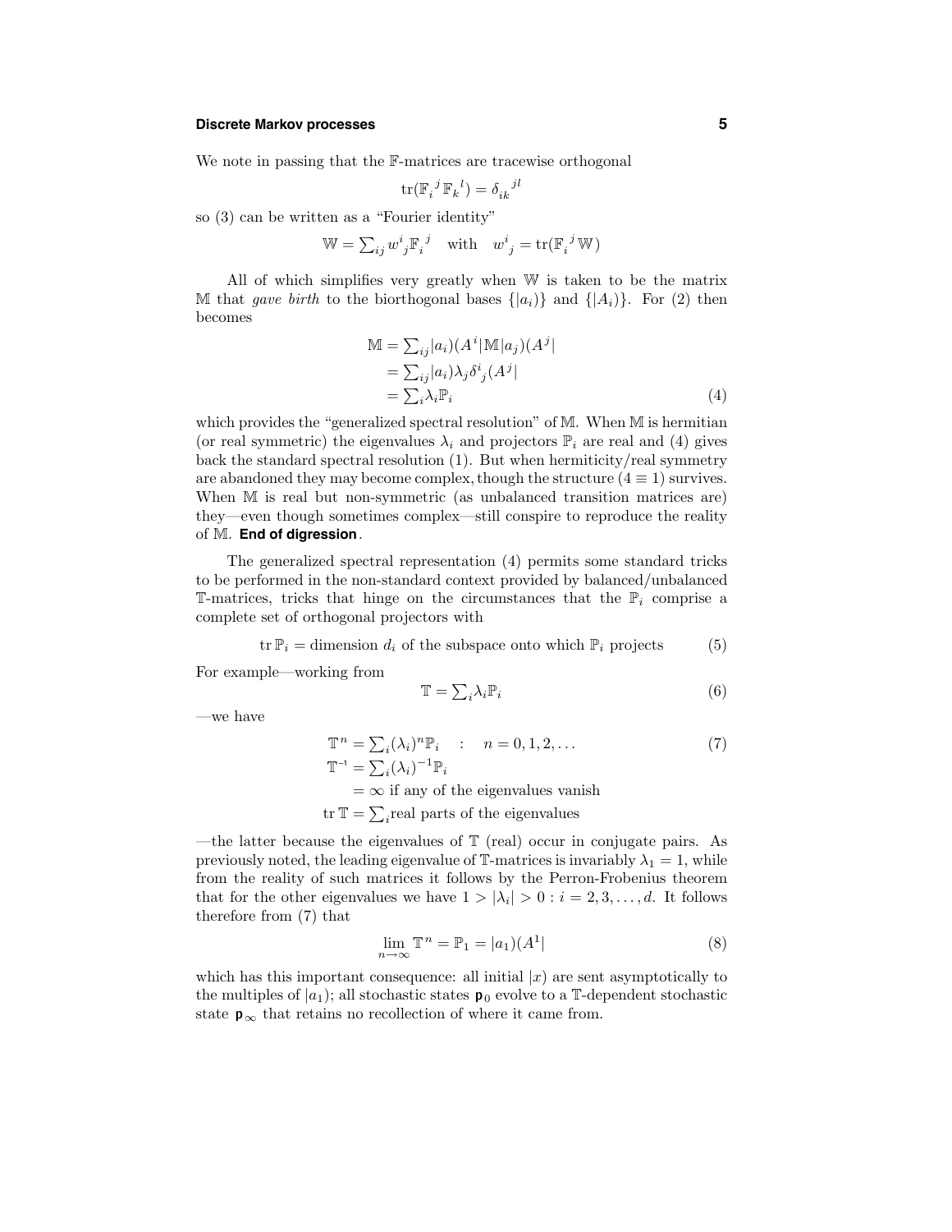We note in passing that the $\mathbb{F}$-matrices are tracewise orthogonal

$$\mathrm{tr}(\mathbb{F}_i{}^j\,\mathbb{F}_k{}^l) = \delta_{ik}{}^{jl}$$

so (3) can be written as a "Fourier identity"

$$\mathbb{W} = \textstyle\sum_{ij} w^i{}_j \mathbb{F}_i{}^j \quad \text{with} \quad w^i{}_j = \mathrm{tr}(\mathbb{F}_i{}^j\,\mathbb{W})$$

All of which simplifies very greatly when $\mathbb{W}$ is taken to be the matrix $\mathbb{M}$ that *gave birth* to the biorthogonal bases $\{|a_i)\}$ and $\{|A_i)\}$. For (2) then becomes

$$\begin{aligned}
\mathbb{M} &= \textstyle\sum_{ij} |a_i)(A^i|\mathbb{M}|a_j)(A^j| \\
&= \textstyle\sum_{ij} |a_i)\lambda_j \delta^i{}_j (A^j| \\
&= \textstyle\sum_i \lambda_i \mathbb{P}_i
\end{aligned} \tag{4}$$

which provides the "generalized spectral resolution" of $\mathbb{M}$. When $\mathbb{M}$ is hermitian (or real symmetric) the eigenvalues $\lambda_i$ and projectors $\mathbb{P}_i$ are real and (4) gives back the standard spectral resolution (1). But when hermiticity/real symmetry are abandoned they may become complex, though the structure ($4 \equiv 1$) survives. When $\mathbb{M}$ is real but non-symmetric (as unbalanced transition matrices are) they—even though sometimes complex—still conspire to reproduce the reality of $\mathbb{M}$. **End of digression**.

The generalized spectral representation (4) permits some standard tricks to be performed in the non-standard context provided by balanced/unbalanced $\mathbb{T}$-matrices, tricks that hinge on the circumstances that the $\mathbb{P}_i$ comprise a complete set of orthogonal projectors with

$$\mathrm{tr}\,\mathbb{P}_i = \text{dimension } d_i \text{ of the subspace onto which } \mathbb{P}_i \text{ projects} \tag{5}$$

For example—working from

$$\mathbb{T} = \textstyle\sum_i \lambda_i \mathbb{P}_i \tag{6}$$

—we have

$$\begin{aligned}
\mathbb{T}^n &= \textstyle\sum_i (\lambda_i)^n \mathbb{P}_i \quad : \quad n = 0, 1, 2, \ldots \\
\mathbb{T}^{-1} &= \textstyle\sum_i (\lambda_i)^{-1} \mathbb{P}_i \\
&= \infty \text{ if any of the eigenvalues vanish} \\
\mathrm{tr}\,\mathbb{T} &= \textstyle\sum_i \text{real parts of the eigenvalues}
\end{aligned} \tag{7}$$

—the latter because the eigenvalues of $\mathbb{T}$ (real) occur in conjugate pairs. As previously noted, the leading eigenvalue of $\mathbb{T}$-matrices is invariably $\lambda_1 = 1$, while from the reality of such matrices it follows by the Perron-Frobenius theorem that for the other eigenvalues we have $1 > |\lambda_i| > 0 : i = 2, 3, \ldots, d$. It follows therefore from (7) that

$$\lim_{n\to\infty} \mathbb{T}^n = \mathbb{P}_1 = |a_1)(A^1| \tag{8}$$

which has this important consequence: all initial $|x)$ are sent asymptotically to the multiples of $|a_1)$; all stochastic states $\mathbf{p}_0$ evolve to a $\mathbb{T}$-dependent stochastic state $\mathbf{p}_\infty$ that retains no recollection of where it came from.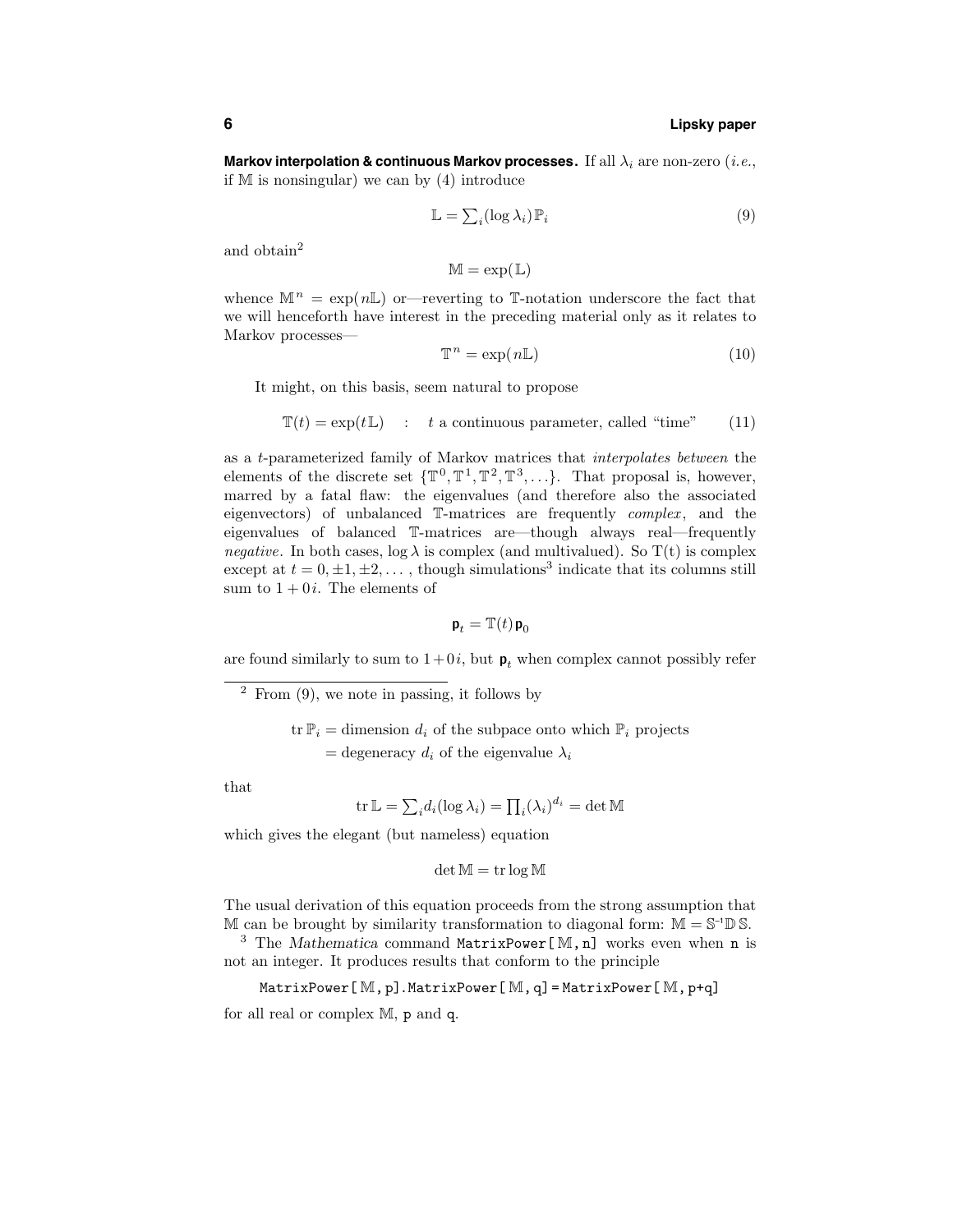**Markov interpolation & continuous Markov processes.** If all $\lambda_i$ are non-zero (*i.e.*, if $\mathbb{M}$ is nonsingular) we can by (4) introduce

$$\mathbb{L} = \textstyle\sum_i (\log \lambda_i)\, \mathbb{P}_i \tag{9}$$

and obtain[2]

$$\mathbb{M} = \exp(\mathbb{L})$$

whence $\mathbb{M}^n = \exp(n\mathbb{L})$ or—reverting to $\mathbb{T}$-notation underscore the fact that we will henceforth have interest in the preceding material only as it relates to Markov processes—

$$\mathbb{T}^n = \exp(n\mathbb{L}) \tag{10}$$

It might, on this basis, seem natural to propose

$$\mathbb{T}(t) = \exp(t\mathbb{L}) \quad : \quad t \text{ a continuous parameter, called "time"} \tag{11}$$

as a $t$-parameterized family of Markov matrices that *interpolates between* the elements of the discrete set $\{\mathbb{T}^0, \mathbb{T}^1, \mathbb{T}^2, \mathbb{T}^3, \ldots\}$. That proposal is, however, marred by a fatal flaw: the eigenvalues (and therefore also the associated eigenvectors) of unbalanced $\mathbb{T}$-matrices are frequently *complex*, and the eigenvalues of balanced $\mathbb{T}$-matrices are—though always real—frequently *negative*. In both cases, $\log \lambda$ is complex (and multivalued). So T(t) is complex except at $t = 0, \pm 1, \pm 2, \ldots$, though simulations[3] indicate that its columns still sum to $1 + 0i$. The elements of

$$\mathsf{p}_t = \mathbb{T}(t)\, \mathsf{p}_0$$

are found similarly to sum to $1 + 0i$, but $\mathsf{p}_t$ when complex cannot possibly refer

---

[2] From (9), we note in passing, it follows by

$$\begin{aligned}
\operatorname{tr} \mathbb{P}_i &= \text{dimension } d_i \text{ of the subpace onto which } \mathbb{P}_i \text{ projects} \\
&= \text{degeneracy } d_i \text{ of the eigenvalue } \lambda_i
\end{aligned}$$

that

$$\operatorname{tr} \mathbb{L} = \textstyle\sum_i d_i (\log \lambda_i) = \prod_i (\lambda_i)^{d_i} = \det \mathbb{M}$$

which gives the elegant (but nameless) equation

$$\det \mathbb{M} = \operatorname{tr} \log \mathbb{M}$$

The usual derivation of this equation proceeds from the strong assumption that $\mathbb{M}$ can be brought by similarity transformation to diagonal form: $\mathbb{M} = \mathbb{S}^{-1} \mathbb{D}\, \mathbb{S}$.

[3] The *Mathematica* command `MatrixPower[M,n]` works even when `n` is not an integer. It produces results that conform to the principle

```
MatrixPower[M,p].MatrixPower[M,q] = MatrixPower[M,p+q]
```

for all real or complex $\mathbb{M}$, `p` and `q`.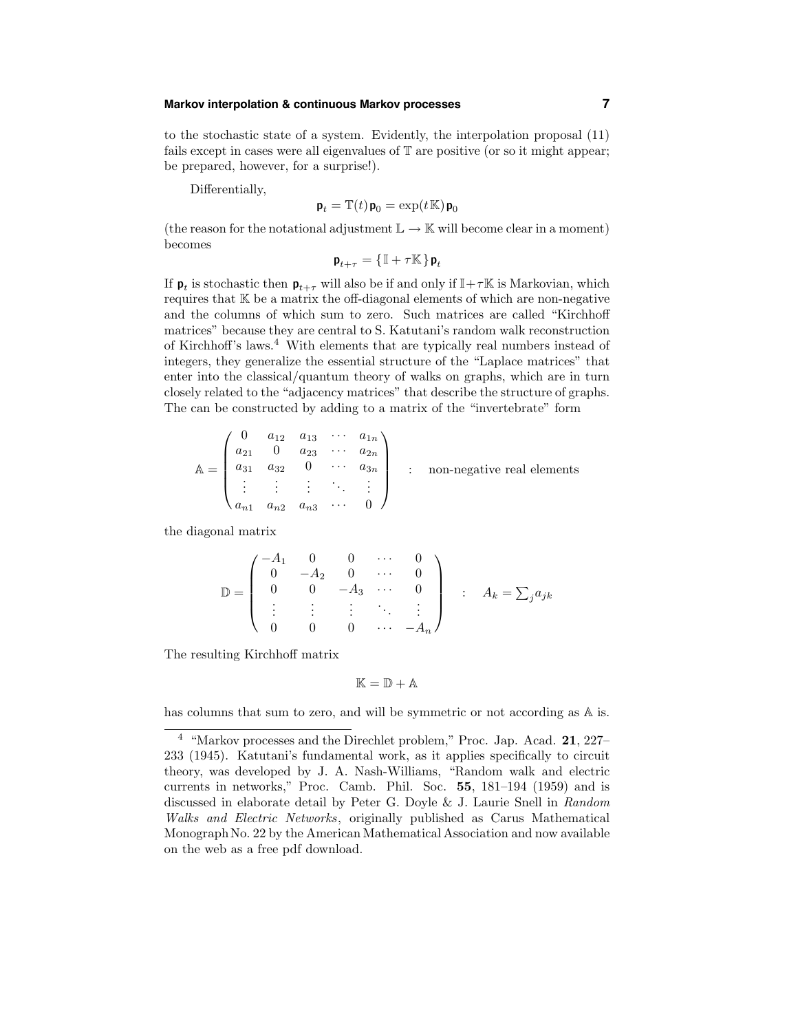to the stochastic state of a system. Evidently, the interpolation proposal (11) fails except in cases were all eigenvalues of $\mathbb{T}$ are positive (or so it might appear; be prepared, however, for a surprise!).

Differentially,

$$\mathbf{p}_t = \mathbb{T}(t)\,\mathbf{p}_0 = \exp(t\,\mathbb{K})\,\mathbf{p}_0$$

(the reason for the notational adjustment $\mathbb{L} \to \mathbb{K}$ will become clear in a moment) becomes

$$\mathbf{p}_{t+\tau} = \{\mathbb{I} + \tau\mathbb{K}\}\,\mathbf{p}_t$$

If $\mathbf{p}_t$ is stochastic then $\mathbf{p}_{t+\tau}$ will also be if and only if $\mathbb{I}+\tau\mathbb{K}$ is Markovian, which requires that $\mathbb{K}$ be a matrix the off-diagonal elements of which are non-negative and the columns of which sum to zero. Such matrices are called "Kirchhoff matrices" because they are central to S. Katutani's random walk reconstruction of Kirchhoff's laws.[4] With elements that are typically real numbers instead of integers, they generalize the essential structure of the "Laplace matrices" that enter into the classical/quantum theory of walks on graphs, which are in turn closely related to the "adjacency matrices" that describe the structure of graphs. The can be constructed by adding to a matrix of the "invertebrate" form

$$\mathbb{A} = \begin{pmatrix} 0 & a_{12} & a_{13} & \cdots & a_{1n} \\ a_{21} & 0 & a_{23} & \cdots & a_{2n} \\ a_{31} & a_{32} & 0 & \cdots & a_{3n} \\ \vdots & \vdots & \vdots & \ddots & \vdots \\ a_{n1} & a_{n2} & a_{n3} & \cdots & 0 \end{pmatrix} \quad : \quad \text{non-negative real elements}$$

the diagonal matrix

$$\mathbb{D} = \begin{pmatrix} -A_1 & 0 & 0 & \cdots & 0 \\ 0 & -A_2 & 0 & \cdots & 0 \\ 0 & 0 & -A_3 & \cdots & 0 \\ \vdots & \vdots & \vdots & \ddots & \vdots \\ 0 & 0 & 0 & \cdots & -A_n \end{pmatrix} \quad : \quad A_k = \textstyle\sum_j a_{jk}$$

The resulting Kirchhoff matrix

$$\mathbb{K} = \mathbb{D} + \mathbb{A}$$

has columns that sum to zero, and will be symmetric or not according as $\mathbb{A}$ is.

---

[4] "Markov processes and the Direchlet problem," Proc. Jap. Acad. **21**, 227–233 (1945). Katutani's fundamental work, as it applies specifically to circuit theory, was developed by J. A. Nash-Williams, "Random walk and electric currents in networks," Proc. Camb. Phil. Soc. **55**, 181–194 (1959) and is discussed in elaborate detail by Peter G. Doyle & J. Laurie Snell in *Random Walks and Electric Networks*, originally published as Carus Mathematical Monograph No. 22 by the American Mathematical Association and now available on the web as a free pdf download.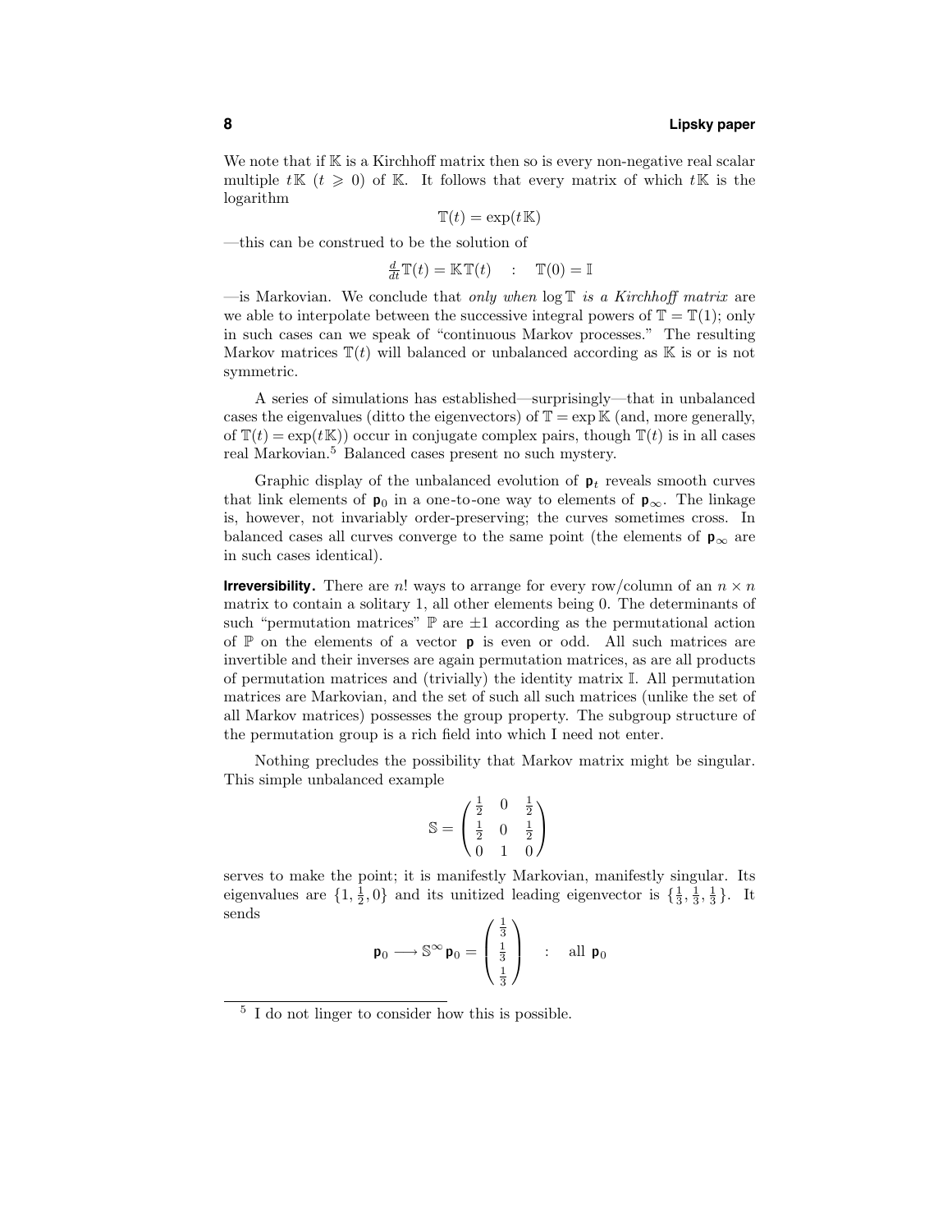We note that if $\mathbb{K}$ is a Kirchhoff matrix then so is every non-negative real scalar multiple $t\mathbb{K}$ ($t \geqslant 0$) of $\mathbb{K}$. It follows that every matrix of which $t\mathbb{K}$ is the logarithm

$$\mathbb{T}(t) = \exp(t\mathbb{K})$$

—this can be construed to be the solution of

$$\tfrac{d}{dt}\mathbb{T}(t) = \mathbb{K}\,\mathbb{T}(t) \quad : \quad \mathbb{T}(0) = \mathbb{I}$$

—is Markovian. We conclude that *only when* $\log \mathbb{T}$ *is a Kirchhoff matrix* are we able to interpolate between the successive integral powers of $\mathbb{T} = \mathbb{T}(1)$; only in such cases can we speak of "continuous Markov processes." The resulting Markov matrices $\mathbb{T}(t)$ will balanced or unbalanced according as $\mathbb{K}$ is or is not symmetric.

A series of simulations has established—surprisingly—that in unbalanced cases the eigenvalues (ditto the eigenvectors) of $\mathbb{T} = \exp \mathbb{K}$ (and, more generally, of $\mathbb{T}(t) = \exp(t\mathbb{K})$) occur in conjugate complex pairs, though $\mathbb{T}(t)$ is in all cases real Markovian.[5] Balanced cases present no such mystery.

Graphic display of the unbalanced evolution of $\mathbf{p}_t$ reveals smooth curves that link elements of $\mathbf{p}_0$ in a one-to-one way to elements of $\mathbf{p}_\infty$. The linkage is, however, not invariably order-preserving; the curves sometimes cross. In balanced cases all curves converge to the same point (the elements of $\mathbf{p}_\infty$ are in such cases identical).

**Irreversibility.** There are $n!$ ways to arrange for every row/column of an $n \times n$ matrix to contain a solitary 1, all other elements being 0. The determinants of such "permutation matrices" $\mathbb{P}$ are $\pm 1$ according as the permutational action of $\mathbb{P}$ on the elements of a vector $\mathbf{p}$ is even or odd. All such matrices are invertible and their inverses are again permutation matrices, as are all products of permutation matrices and (trivially) the identity matrix $\mathbb{I}$. All permutation matrices are Markovian, and the set of such all such matrices (unlike the set of all Markov matrices) possesses the group property. The subgroup structure of the permutation group is a rich field into which I need not enter.

Nothing precludes the possibility that Markov matrix might be singular. This simple unbalanced example

$$\mathbb{S} = \begin{pmatrix} \frac{1}{2} & 0 & \frac{1}{2} \\ \frac{1}{2} & 0 & \frac{1}{2} \\ 0 & 1 & 0 \end{pmatrix}$$

serves to make the point; it is manifestly Markovian, manifestly singular. Its eigenvalues are $\{1, \frac{1}{2}, 0\}$ and its unitized leading eigenvector is $\{\frac{1}{3}, \frac{1}{3}, \frac{1}{3}\}$. It sends

$$\mathbf{p}_0 \longrightarrow \mathbb{S}^\infty \mathbf{p}_0 = \begin{pmatrix} \frac{1}{3} \\ \frac{1}{3} \\ \frac{1}{3} \end{pmatrix} \quad : \quad \text{all } \mathbf{p}_0$$

---

[5] I do not linger to consider how this is possible.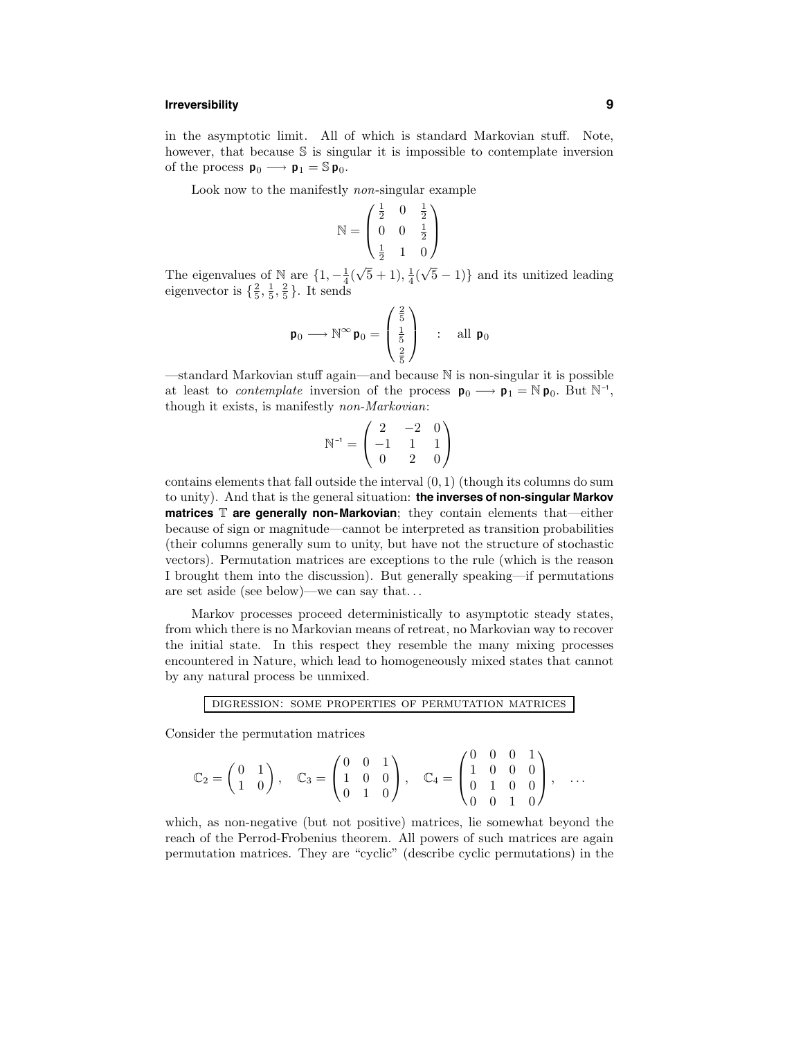in the asymptotic limit. All of which is standard Markovian stuff. Note, however, that because $\mathbb{S}$ is singular it is impossible to contemplate inversion of the process $\mathbf{p}_0 \longrightarrow \mathbf{p}_1 = \mathbb{S}\,\mathbf{p}_0$.

Look now to the manifestly *non*-singular example

$$\mathbb{N} = \begin{pmatrix} \frac{1}{2} & 0 & \frac{1}{2} \\ 0 & 0 & \frac{1}{2} \\ \frac{1}{2} & 1 & 0 \end{pmatrix}$$

The eigenvalues of $\mathbb{N}$ are $\{1, -\frac{1}{4}(\sqrt{5}+1), \frac{1}{4}(\sqrt{5}-1)\}$ and its unitized leading eigenvector is $\{\frac{2}{5}, \frac{1}{5}, \frac{2}{5}\}$. It sends

$$\mathbf{p}_0 \longrightarrow \mathbb{N}^\infty\,\mathbf{p}_0 = \begin{pmatrix} \frac{2}{5} \\ \frac{1}{5} \\ \frac{2}{5} \end{pmatrix} \quad : \quad \text{all } \mathbf{p}_0$$

—standard Markovian stuff again—and because $\mathbb{N}$ is non-singular it is possible at least to *contemplate* inversion of the process $\mathbf{p}_0 \longrightarrow \mathbf{p}_1 = \mathbb{N}\,\mathbf{p}_0$. But $\mathbb{N}^{-1}$, though it exists, is manifestly *non-Markovian*:

$$\mathbb{N}^{-1} = \begin{pmatrix} 2 & -2 & 0 \\ -1 & 1 & 1 \\ 0 & 2 & 0 \end{pmatrix}$$

contains elements that fall outside the interval $(0,1)$ (though its columns do sum to unity). And that is the general situation: **the inverses of non-singular Markov matrices $\mathbb{T}$ are generally non-Markovian**; they contain elements that—either because of sign or magnitude—cannot be interpreted as transition probabilities (their columns generally sum to unity, but have not the structure of stochastic vectors). Permutation matrices are exceptions to the rule (which is the reason I brought them into the discussion). But generally speaking—if permutations are set aside (see below)—we can say that...

Markov processes proceed deterministically to asymptotic steady states, from which there is no Markovian means of retreat, no Markovian way to recover the initial state. In this respect they resemble the many mixing processes encountered in Nature, which lead to homogeneously mixed states that cannot by any natural process be unmixed.

DIGRESSION: SOME PROPERTIES OF PERMUTATION MATRICES

Consider the permutation matrices

$$\mathbb{C}_2 = \begin{pmatrix} 0 & 1 \\ 1 & 0 \end{pmatrix}, \quad \mathbb{C}_3 = \begin{pmatrix} 0 & 0 & 1 \\ 1 & 0 & 0 \\ 0 & 1 & 0 \end{pmatrix}, \quad \mathbb{C}_4 = \begin{pmatrix} 0 & 0 & 0 & 1 \\ 1 & 0 & 0 & 0 \\ 0 & 1 & 0 & 0 \\ 0 & 0 & 1 & 0 \end{pmatrix}, \quad \ldots$$

which, as non-negative (but not positive) matrices, lie somewhat beyond the reach of the Perrod-Frobenius theorem. All powers of such matrices are again permutation matrices. They are "cyclic" (describe cyclic permutations) in the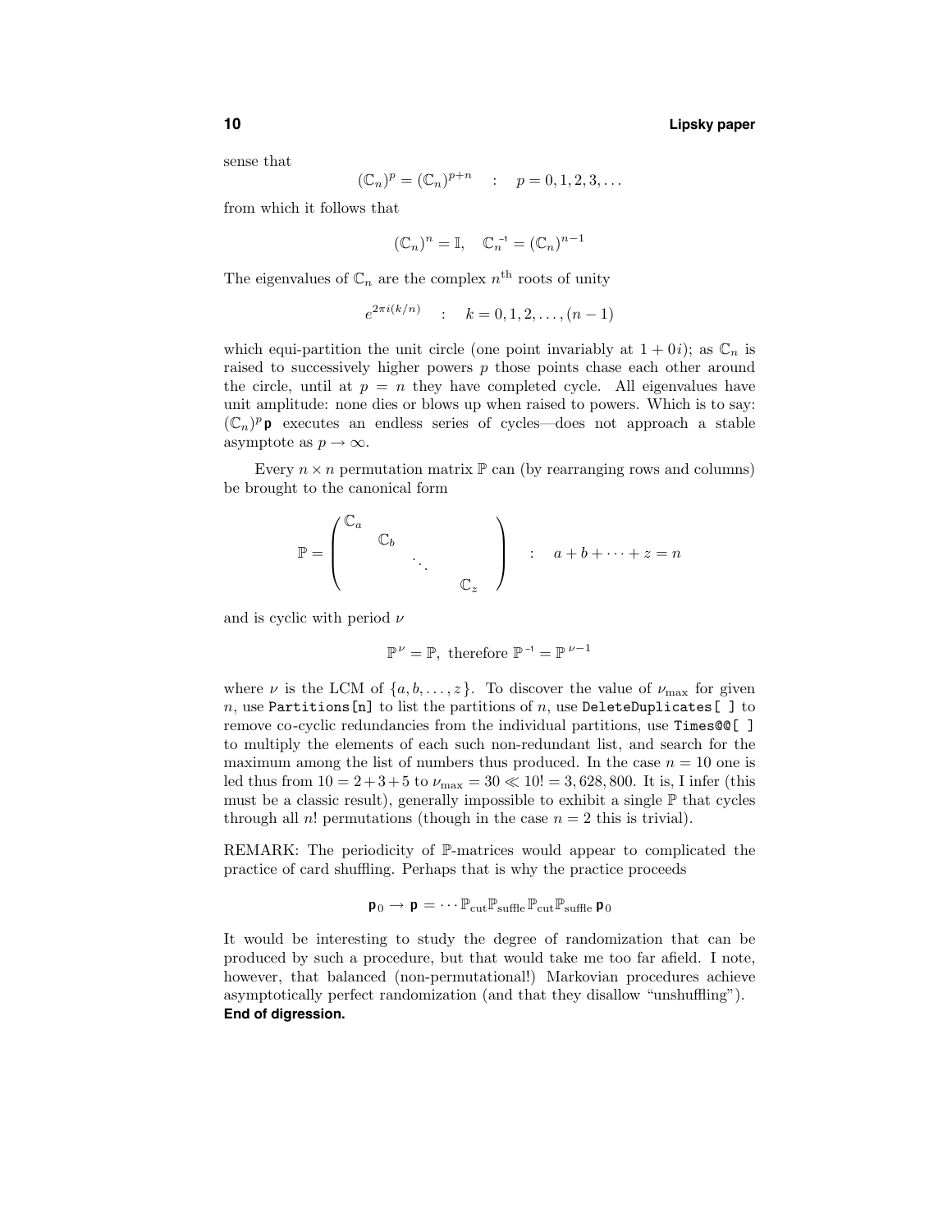sense that

$$(\mathbb{C}_n)^p = (\mathbb{C}_n)^{p+n} \quad : \quad p = 0, 1, 2, 3, \dots$$

from which it follows that

$$(\mathbb{C}_n)^n = \mathbb{I}, \quad \mathbb{C}_n^{-1} = (\mathbb{C}_n)^{n-1}$$

The eigenvalues of $\mathbb{C}_n$ are the complex $n^{\text{th}}$ roots of unity

$$e^{2\pi i(k/n)} \quad : \quad k = 0, 1, 2, \dots, (n-1)$$

which equi-partition the unit circle (one point invariably at $1 + 0i$); as $\mathbb{C}_n$ is raised to successively higher powers $p$ those points chase each other around the circle, until at $p = n$ they have completed cycle. All eigenvalues have unit amplitude: none dies or blows up when raised to powers. Which is to say: $(\mathbb{C}_n)^p \mathbf{p}$ executes an endless series of cycles—does not approach a stable asymptote as $p \to \infty$.

Every $n \times n$ permutation matrix $\mathbb{P}$ can (by rearranging rows and columns) be brought to the canonical form

$$\mathbb{P} = \begin{pmatrix} \mathbb{C}_a & & & \\ & \mathbb{C}_b & & \\ & & \ddots & \\ & & & \mathbb{C}_z \end{pmatrix} \quad : \quad a + b + \cdots + z = n$$

and is cyclic with period $\nu$

$$\mathbb{P}^{\nu} = \mathbb{P}, \text{ therefore } \mathbb{P}^{-1} = \mathbb{P}^{\nu - 1}$$

where $\nu$ is the LCM of $\{a, b, \dots, z\}$. To discover the value of $\nu_{\text{max}}$ for given $n$, use `Partitions[n]` to list the partitions of $n$, use `DeleteDuplicates[ ]` to remove co-cyclic redundancies from the individual partitions, use `Times@@[ ]` to multiply the elements of each such non-redundant list, and search for the maximum among the list of numbers thus produced. In the case $n = 10$ one is led thus from $10 = 2+3+5$ to $\nu_{\text{max}} = 30 \ll 10! = 3,628,800$. It is, I infer (this must be a classic result), generally impossible to exhibit a single $\mathbb{P}$ that cycles through all $n!$ permutations (though in the case $n = 2$ this is trivial).

REMARK: The periodicity of $\mathbb{P}$-matrices would appear to complicated the practice of card shuffling. Perhaps that is why the practice proceeds

$$\mathbf{p}_0 \to \mathbf{p} = \cdots \mathbb{P}_{\text{cut}} \mathbb{P}_{\text{suffle}} \mathbb{P}_{\text{cut}} \mathbb{P}_{\text{suffle}} \, \mathbf{p}_0$$

It would be interesting to study the degree of randomization that can be produced by such a procedure, but that would take me too far afield. I note, however, that balanced (non-permutational!) Markovian procedures achieve asymptotically perfect randomization (and that they disallow "unshuffling").
**End of digression.**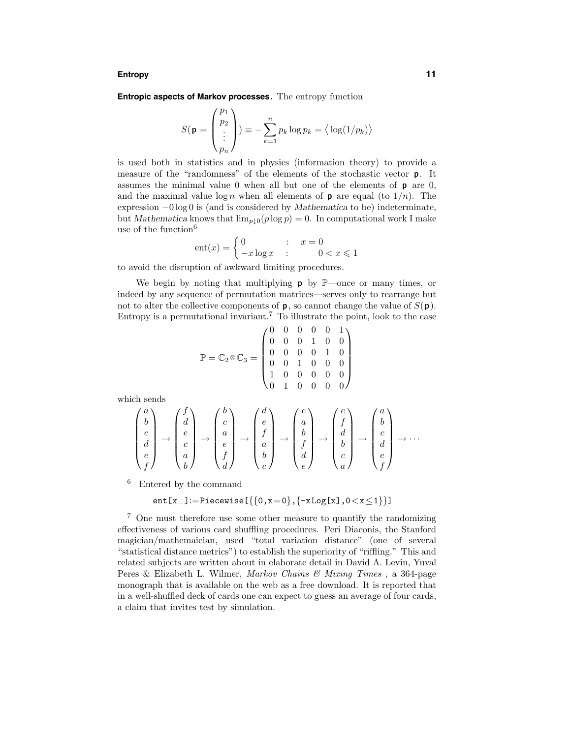**Entropic aspects of Markov processes.** The entropy function

$$S(\mathbf{p} = \begin{pmatrix} p_1 \\ p_2 \\ \vdots \\ p_n \end{pmatrix}) \equiv -\sum_{k=1}^{n} p_k \log p_k = \big\langle \log(1/p_k) \big\rangle$$

is used both in statistics and in physics (information theory) to provide a measure of the "randomness" of the elements of the stochastic vector $\mathbf{p}$. It assumes the minimal value 0 when all but one of the elements of $\mathbf{p}$ are 0, and the maximal value $\log n$ when all elements of $\mathbf{p}$ are equal (to $1/n$). The expression $-0 \log 0$ is (and is considered by *Mathematica* to be) indeterminate, but *Mathematica* knows that $\lim_{p\downarrow 0}(p \log p) = 0$. In computational work I make use of the function[6]

$$\text{ent}(x) = \begin{cases} 0 & : \quad x = 0 \\ -x \log x & : \quad 0 < x \leqslant 1 \end{cases}$$

to avoid the disruption of awkward limiting procedures.

We begin by noting that multiplying $\mathbf{p}$ by $\mathbb{P}$—once or many times, or indeed by any sequence of permutation matrices—serves only to rearrange but not to alter the collective components of $\mathbf{p}$, so cannot change the value of $S(\mathbf{p})$. Entropy is a permutational invariant.[7] To illustrate the point, look to the case

$$\mathbb{P} = \mathbb{C}_2 \otimes \mathbb{C}_3 = \begin{pmatrix} 0 & 0 & 0 & 0 & 0 & 1 \\ 0 & 0 & 0 & 1 & 0 & 0 \\ 0 & 0 & 0 & 0 & 1 & 0 \\ 0 & 0 & 1 & 0 & 0 & 0 \\ 1 & 0 & 0 & 0 & 0 & 0 \\ 0 & 1 & 0 & 0 & 0 & 0 \end{pmatrix}$$

which sends

$$\begin{pmatrix} a \\ b \\ c \\ d \\ e \\ f \end{pmatrix} \rightarrow \begin{pmatrix} f \\ d \\ e \\ c \\ a \\ b \end{pmatrix} \rightarrow \begin{pmatrix} b \\ c \\ a \\ e \\ f \\ d \end{pmatrix} \rightarrow \begin{pmatrix} d \\ e \\ f \\ a \\ b \\ c \end{pmatrix} \rightarrow \begin{pmatrix} c \\ a \\ b \\ f \\ d \\ e \end{pmatrix} \rightarrow \begin{pmatrix} e \\ f \\ d \\ b \\ c \\ a \end{pmatrix} \rightarrow \begin{pmatrix} a \\ b \\ c \\ d \\ e \\ f \end{pmatrix} \rightarrow \cdots$$

---

[6] Entered by the command

```
ent[x_]:=Piecewise[{{0,x=0},{-xLog[x],0<x≤1}}]
```

[7] One must therefore use some other measure to quantify the randomizing effectiveness of various card shuffling procedures. Peri Diaconis, the Stanford magician/mathemaician, used "total variation distance" (one of several "statistical distance metrics") to establish the superiority of "riffling." This and related subjects are written about in elaborate detail in David A. Levin, Yuval Peres & Elizabeth L. Wilmer, *Markov Chains & Mixing Times* , a 364-page monograph that is available on the web as a free download. It is reported that in a well-shuffled deck of cards one can expect to guess an average of four cards, a claim that invites test by simulation.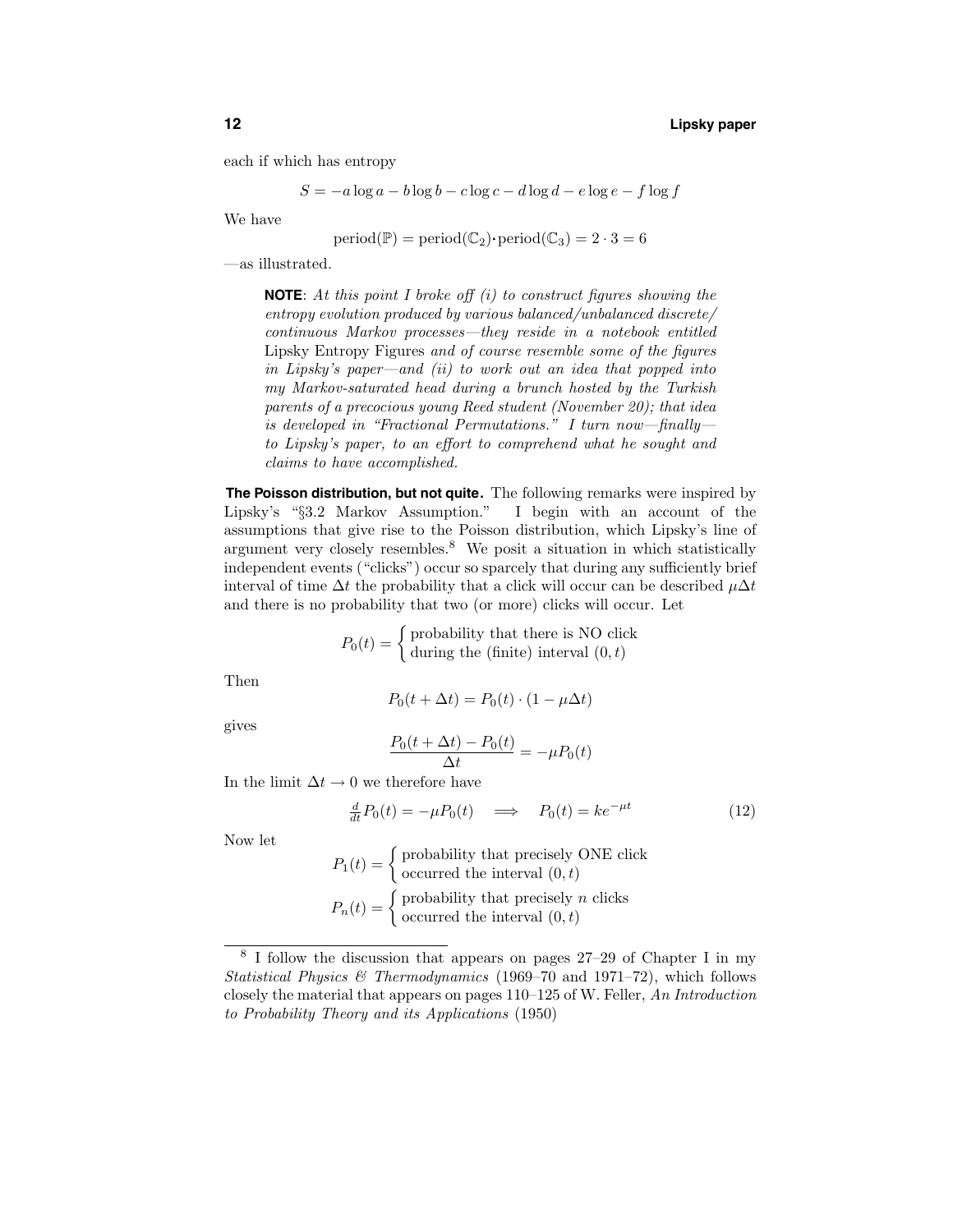each if which has entropy

$$S = -a\log a - b\log b - c\log c - d\log d - e\log e - f\log f$$

We have

$$\text{period}(\mathbb{P}) = \text{period}(\mathbb{C}_2)\boldsymbol{\cdot}\text{period}(\mathbb{C}_3) = 2\cdot 3 = 6$$

—as illustrated.

> **NOTE**: *At this point I broke off (i) to construct figures showing the entropy evolution produced by various balanced/unbalanced discrete/continuous Markov processes—they reside in a notebook entitled* Lipsky Entropy Figures *and of course resemble some of the figures in Lipsky's paper—and (ii) to work out an idea that popped into my Markov-saturated head during a brunch hosted by the Turkish parents of a precocious young Reed student (November 20); that idea is developed in "Fractional Permutations." I turn now—finally—to Lipsky's paper, to an effort to comprehend what he sought and claims to have accomplished.*

**The Poisson distribution, but not quite.** The following remarks were inspired by Lipsky's "§3.2 Markov Assumption." I begin with an account of the assumptions that give rise to the Poisson distribution, which Lipsky's line of argument very closely resembles.[8] We posit a situation in which statistically independent events ("clicks") occur so sparcely that during any sufficiently brief interval of time $\Delta t$ the probability that a click will occur can be described $\mu\Delta t$ and there is no probability that two (or more) clicks will occur. Let

$$P_0(t) = \begin{cases}\text{probability that there is NO click}\\ \text{during the (finite) interval } (0,t)\end{cases}$$

Then

$$P_0(t+\Delta t) = P_0(t)\cdot(1-\mu\Delta t)$$

gives

$$\frac{P_0(t+\Delta t)-P_0(t)}{\Delta t} = -\mu P_0(t)$$

In the limit $\Delta t \to 0$ we therefore have

$$\tfrac{d}{dt}P_0(t) = -\mu P_0(t) \quad\Longrightarrow\quad P_0(t) = ke^{-\mu t} \tag{12}$$

Now let

$$P_1(t) = \begin{cases}\text{probability that precisely ONE click}\\ \text{occurred the interval } (0,t)\end{cases}$$

$$P_n(t) = \begin{cases}\text{probability that precisely } n \text{ clicks}\\ \text{occurred the interval } (0,t)\end{cases}$$

---

[8] I follow the discussion that appears on pages 27–29 of Chapter I in my *Statistical Physics & Thermodynamics* (1969–70 and 1971–72), which follows closely the material that appears on pages 110–125 of W. Feller, *An Introduction to Probability Theory and its Applications* (1950)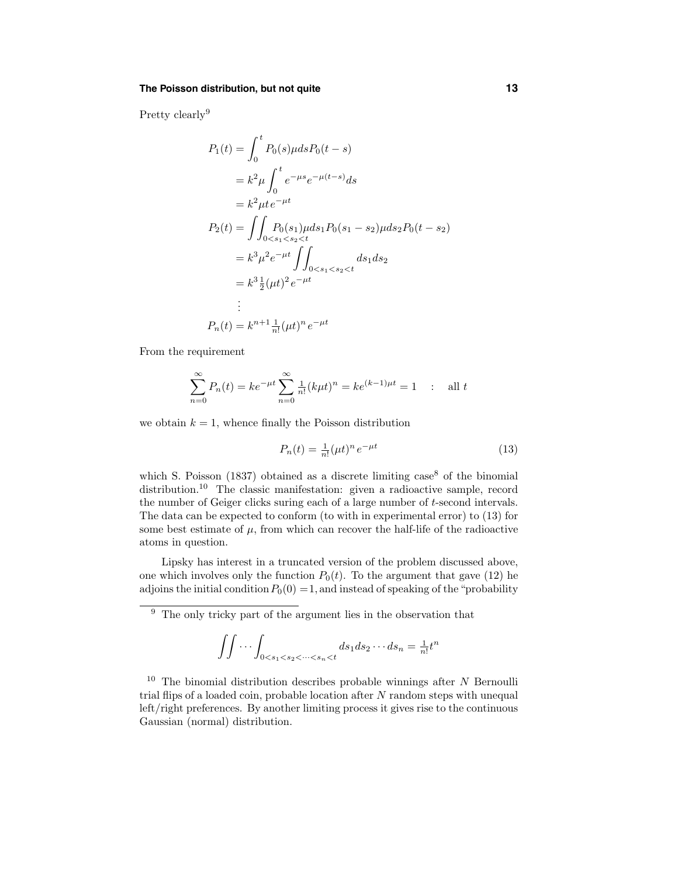Pretty clearly[9]

$$
\begin{aligned}
P_1(t) &= \int_0^t P_0(s)\mu ds P_0(t-s) \\
&= k^2\mu \int_0^t e^{-\mu s} e^{-\mu(t-s)} ds \\
&= k^2 \mu t\, e^{-\mu t} \\
P_2(t) &= \iint_{0<s_1<s_2<t} P_0(s_1)\mu ds_1 P_0(s_1 - s_2)\mu ds_2 P_0(t-s_2) \\
&= k^3\mu^2 e^{-\mu t} \iint_{0<s_1<s_2<t} ds_1 ds_2 \\
&= k^3 \tfrac{1}{2}(\mu t)^2 e^{-\mu t} \\
&\vdots \\
P_n(t) &= k^{n+1}\tfrac{1}{n!}(\mu t)^n e^{-\mu t}
\end{aligned}
$$

From the requirement

$$
\sum_{n=0}^{\infty} P_n(t) = k e^{-\mu t} \sum_{n=0}^{\infty} \tfrac{1}{n!}(k\mu t)^n = k e^{(k-1)\mu t} = 1 \quad : \quad \text{all } t
$$

we obtain $k = 1$, whence finally the Poisson distribution

$$
P_n(t) = \tfrac{1}{n!}(\mu t)^n e^{-\mu t} \tag{13}
$$

which S. Poisson (1837) obtained as a discrete limiting case[8] of the binomial distribution.[10] The classic manifestation: given a radioactive sample, record the number of Geiger clicks suring each of a large number of $t$-second intervals. The data can be expected to conform (to with in experimental error) to (13) for some best estimate of $\mu$, from which can recover the half-life of the radioactive atoms in question.

Lipsky has interest in a truncated version of the problem discussed above, one which involves only the function $P_0(t)$. To the argument that gave (12) he adjoins the initial condition $P_0(0) = 1$, and instead of speaking of the "probability

---

[9] The only tricky part of the argument lies in the observation that

$$
\iint \cdots \int_{0<s_1<s_2<\cdots<s_n<t} ds_1 ds_2 \cdots ds_n = \tfrac{1}{n!}t^n
$$

[10] The binomial distribution describes probable winnings after $N$ Bernoulli trial flips of a loaded coin, probable location after $N$ random steps with unequal left/right preferences. By another limiting process it gives rise to the continuous Gaussian (normal) distribution.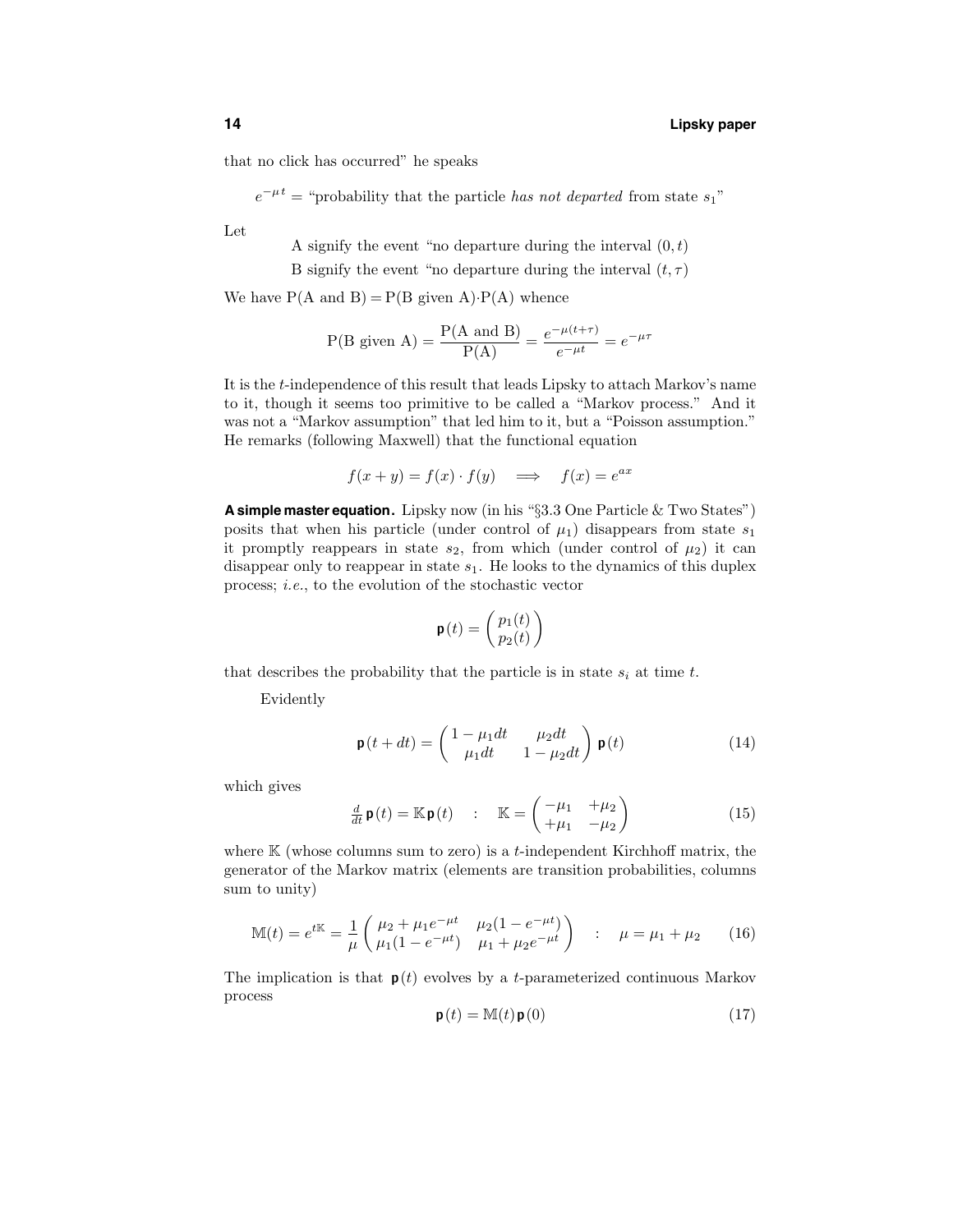that no click has occurred" he speaks

$$e^{-\mu t} = \text{“probability that the particle } \textit{has not departed} \text{ from state } s_1\text{”}$$

Let

A signify the event "no departure during the interval $(0, t)$

B signify the event "no departure during the interval $(t, \tau)$

We have P(A and B) = P(B given A)·P(A) whence

$$\text{P(B given A)} = \frac{\text{P(A and B)}}{\text{P(A)}} = \frac{e^{-\mu(t+\tau)}}{e^{-\mu t}} = e^{-\mu\tau}$$

It is the $t$-independence of this result that leads Lipsky to attach Markov's name to it, though it seems too primitive to be called a "Markov process." And it was not a "Markov assumption" that led him to it, but a "Poisson assumption." He remarks (following Maxwell) that the functional equation

$$f(x + y) = f(x) \cdot f(y) \quad \Longrightarrow \quad f(x) = e^{ax}$$

**A simple master equation.** Lipsky now (in his "§3.3 One Particle & Two States") posits that when his particle (under control of $\mu_1$) disappears from state $s_1$ it promptly reappears in state $s_2$, from which (under control of $\mu_2$) it can disappear only to reappear in state $s_1$. He looks to the dynamics of this duplex process; *i.e.*, to the evolution of the stochastic vector

$$\mathbf{p}(t) = \begin{pmatrix} p_1(t) \\ p_2(t) \end{pmatrix}$$

that describes the probability that the particle is in state $s_i$ at time $t$.

Evidently

$$\mathbf{p}(t + dt) = \begin{pmatrix} 1 - \mu_1 dt & \mu_2 dt \\ \mu_1 dt & 1 - \mu_2 dt \end{pmatrix} \mathbf{p}(t) \tag{14}$$

which gives

$$\tfrac{d}{dt}\,\mathbf{p}(t) = \mathbb{K}\,\mathbf{p}(t) \quad : \quad \mathbb{K} = \begin{pmatrix} -\mu_1 & +\mu_2 \\ +\mu_1 & -\mu_2 \end{pmatrix} \tag{15}$$

where $\mathbb{K}$ (whose columns sum to zero) is a $t$-independent Kirchhoff matrix, the generator of the Markov matrix (elements are transition probabilities, columns sum to unity)

$$\mathbb{M}(t) = e^{t\mathbb{K}} = \frac{1}{\mu}\begin{pmatrix} \mu_2 + \mu_1 e^{-\mu t} & \mu_2(1 - e^{-\mu t}) \\ \mu_1(1 - e^{-\mu t}) & \mu_1 + \mu_2 e^{-\mu t} \end{pmatrix} \quad : \quad \mu = \mu_1 + \mu_2 \tag{16}$$

The implication is that $\mathbf{p}(t)$ evolves by a $t$-parameterized continuous Markov process

$$\mathbf{p}(t) = \mathbb{M}(t)\,\mathbf{p}(0) \tag{17}$$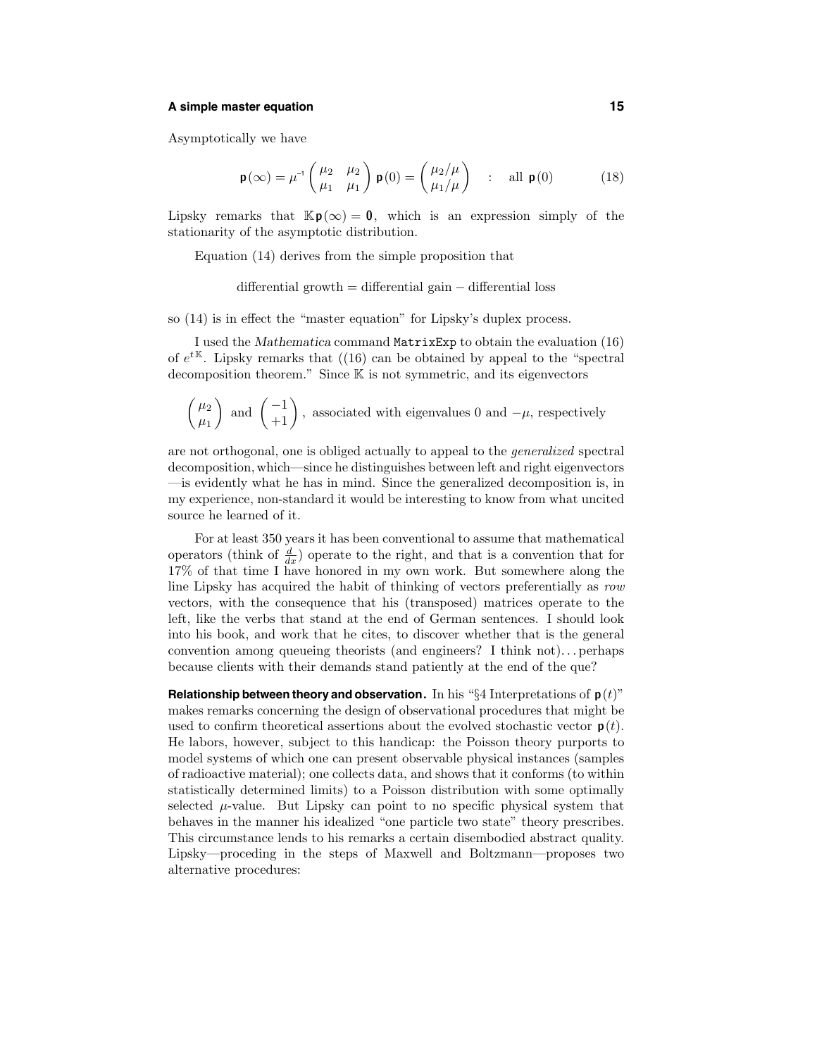Asymptotically we have

$$\mathbf{p}(\infty) = \mu^{-1}\begin{pmatrix} \mu_2 & \mu_2 \\ \mu_1 & \mu_1 \end{pmatrix}\mathbf{p}(0) = \begin{pmatrix} \mu_2/\mu \\ \mu_1/\mu \end{pmatrix} \quad : \quad \text{all } \mathbf{p}(0) \tag{18}$$

Lipsky remarks that $\mathbb{K}\mathbf{p}(\infty) = \mathbf{0}$, which is an expression simply of the stationarity of the asymptotic distribution.

Equation (14) derives from the simple proposition that

differential growth = differential gain − differential loss

so (14) is in effect the "master equation" for Lipsky's duplex process.

I used the *Mathematica* command `MatrixExp` to obtain the evaluation (16) of $e^{t\mathbb{K}}$. Lipsky remarks that ((16) can be obtained by appeal to the "spectral decomposition theorem." Since $\mathbb{K}$ is not symmetric, and its eigenvectors

$$\begin{pmatrix} \mu_2 \\ \mu_1 \end{pmatrix} \text{ and } \begin{pmatrix} -1 \\ +1 \end{pmatrix}, \text{ associated with eigenvalues 0 and } -\mu, \text{ respectively}$$

are not orthogonal, one is obliged actually to appeal to the *generalized* spectral decomposition, which—since he distinguishes between left and right eigenvectors —is evidently what he has in mind. Since the generalized decomposition is, in my experience, non-standard it would be interesting to know from what uncited source he learned of it.

For at least 350 years it has been conventional to assume that mathematical operators (think of $\frac{d}{dx}$) operate to the right, and that is a convention that for 17% of that time I have honored in my own work. But somewhere along the line Lipsky has acquired the habit of thinking of vectors preferentially as *row* vectors, with the consequence that his (transposed) matrices operate to the left, like the verbs that stand at the end of German sentences. I should look into his book, and work that he cites, to discover whether that is the general convention among queueing theorists (and engineers? I think not)... perhaps because clients with their demands stand patiently at the end of the que?

**Relationship between theory and observation.** In his "§4 Interpretations of $\mathbf{p}(t)$" makes remarks concerning the design of observational procedures that might be used to confirm theoretical assertions about the evolved stochastic vector $\mathbf{p}(t)$. He labors, however, subject to this handicap: the Poisson theory purports to model systems of which one can present observable physical instances (samples of radioactive material); one collects data, and shows that it conforms (to within statistically determined limits) to a Poisson distribution with some optimally selected $\mu$-value. But Lipsky can point to no specific physical system that behaves in the manner his idealized "one particle two state" theory prescribes. This circumstance lends to his remarks a certain disembodied abstract quality. Lipsky—proceding in the steps of Maxwell and Boltzmann—proposes two alternative procedures: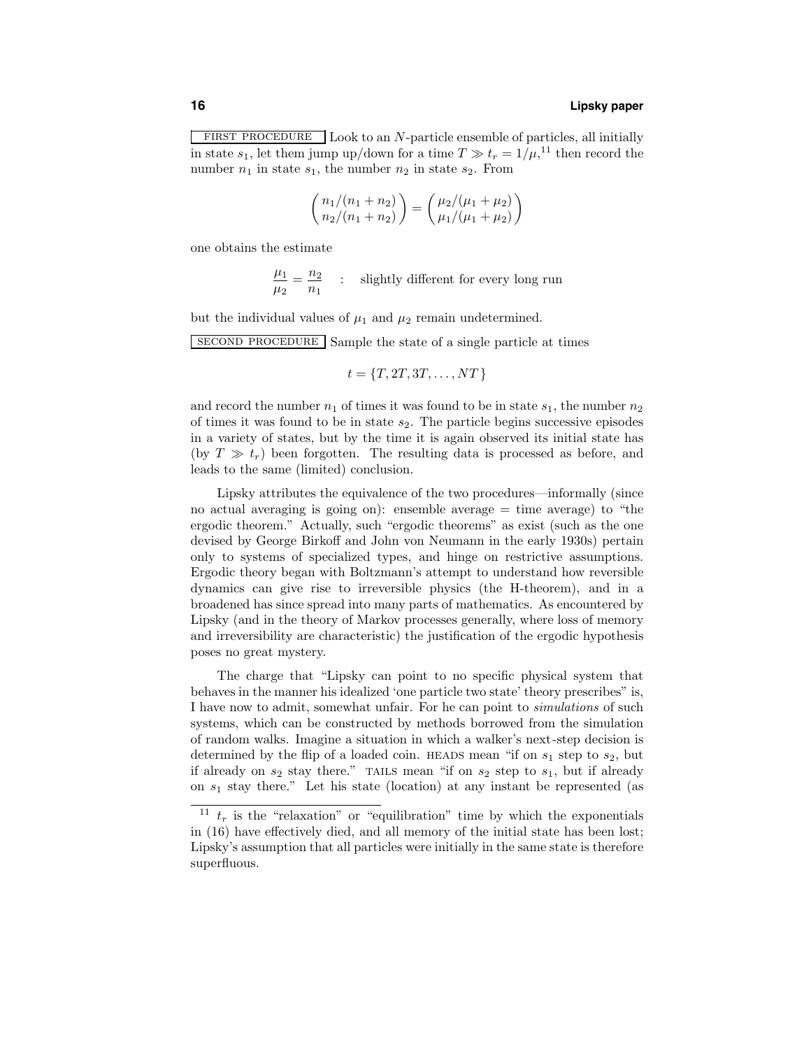FIRST PROCEDURE Look to an $N$-particle ensemble of particles, all initially in state $s_1$, let them jump up/down for a time $T \gg t_r = 1/\mu$,[11] then record the number $n_1$ in state $s_1$, the number $n_2$ in state $s_2$. From

$$\begin{pmatrix} n_1/(n_1+n_2) \\ n_2/(n_1+n_2) \end{pmatrix} = \begin{pmatrix} \mu_2/(\mu_1+\mu_2) \\ \mu_1/(\mu_1+\mu_2) \end{pmatrix}$$

one obtains the estimate

$$\frac{\mu_1}{\mu_2} = \frac{n_2}{n_1} \quad : \quad \text{slightly different for every long run}$$

but the individual values of $\mu_1$ and $\mu_2$ remain undetermined.

SECOND PROCEDURE Sample the state of a single particle at times

$$t = \{T, 2T, 3T, \ldots, NT\}$$

and record the number $n_1$ of times it was found to be in state $s_1$, the number $n_2$ of times it was found to be in state $s_2$. The particle begins successive episodes in a variety of states, but by the time it is again observed its initial state has (by $T \gg t_r$) been forgotten. The resulting data is processed as before, and leads to the same (limited) conclusion.

Lipsky attributes the equivalence of the two procedures—informally (since no actual averaging is going on): ensemble average = time average) to "the ergodic theorem." Actually, such "ergodic theorems" as exist (such as the one devised by George Birkoff and John von Neumann in the early 1930s) pertain only to systems of specialized types, and hinge on restrictive assumptions. Ergodic theory began with Boltzmann's attempt to understand how reversible dynamics can give rise to irreversible physics (the H-theorem), and in a broadened has since spread into many parts of mathematics. As encountered by Lipsky (and in the theory of Markov processes generally, where loss of memory and irreversibility are characteristic) the justification of the ergodic hypothesis poses no great mystery.

The charge that "Lipsky can point to no specific physical system that behaves in the manner his idealized 'one particle two state' theory prescribes" is, I have now to admit, somewhat unfair. For he can point to *simulations* of such systems, which can be constructed by methods borrowed from the simulation of random walks. Imagine a situation in which a walker's next-step decision is determined by the flip of a loaded coin. HEADS mean "if on $s_1$ step to $s_2$, but if already on $s_2$ stay there." TAILS mean "if on $s_2$ step to $s_1$, but if already on $s_1$ stay there." Let his state (location) at any instant be represented (as

---

[11] $t_r$ is the "relaxation" or "equilibration" time by which the exponentials in (16) have effectively died, and all memory of the initial state has been lost; Lipsky's assumption that all particles were initially in the same state is therefore superfluous.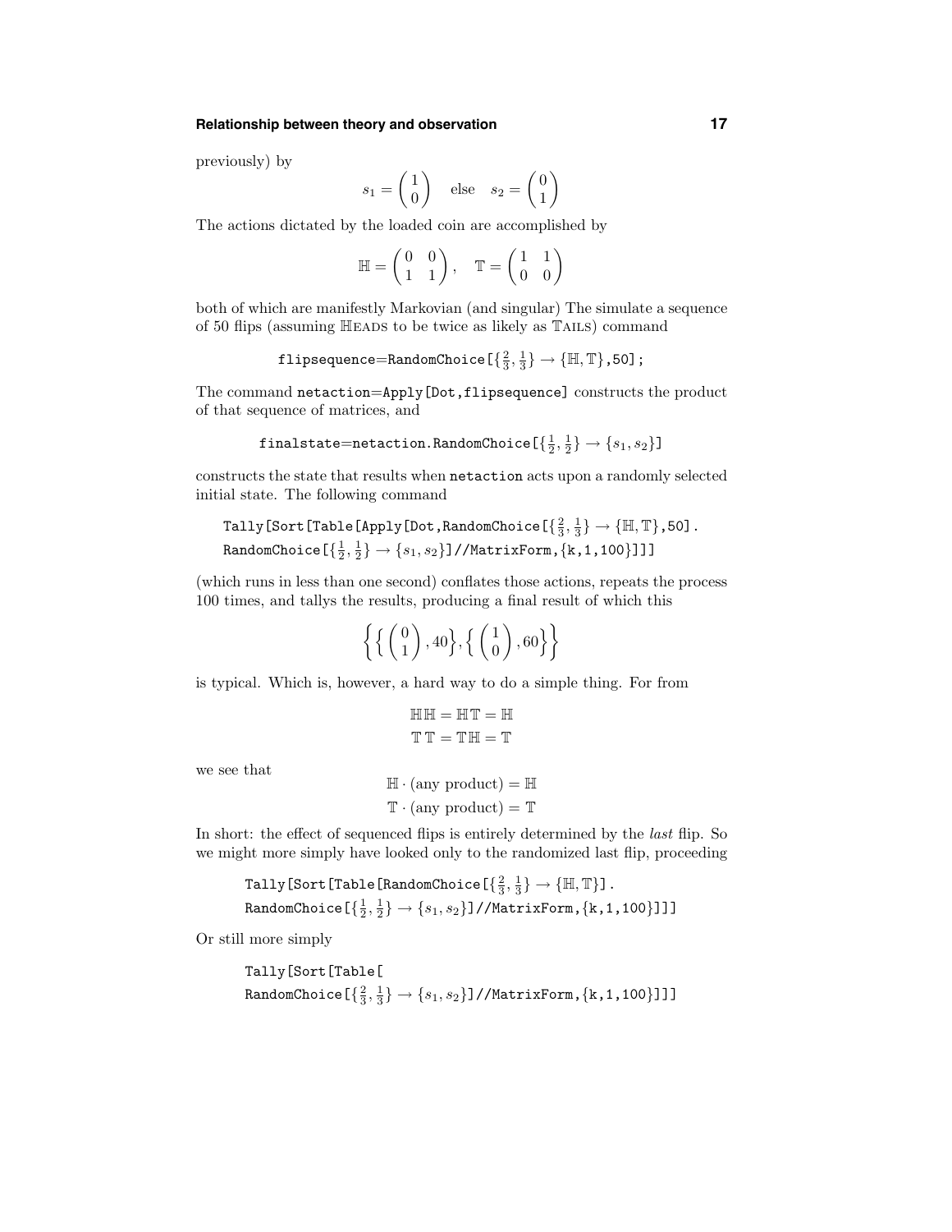previously) by

$$s_1 = \begin{pmatrix} 1 \\ 0 \end{pmatrix} \quad \text{else} \quad s_2 = \begin{pmatrix} 0 \\ 1 \end{pmatrix}$$

The actions dictated by the loaded coin are accomplished by

$$\mathbb{H} = \begin{pmatrix} 0 & 0 \\ 1 & 1 \end{pmatrix}, \quad \mathbb{T} = \begin{pmatrix} 1 & 1 \\ 0 & 0 \end{pmatrix}$$

both of which are manifestly Markovian (and singular) The simulate a sequence of 50 flips (assuming $\mathbb{H}$EADS to be twice as likely as $\mathbb{T}$AILS) command

```
flipsequence=RandomChoice[{2/3, 1/3} → {ℍ, 𝕋},50];
```

The command `netaction=Apply[Dot,flipsequence]` constructs the product of that sequence of matrices, and

```
finalstate=netaction.RandomChoice[{1/2, 1/2} → {s1, s2}]
```

constructs the state that results when `netaction` acts upon a randomly selected initial state. The following command

```
Tally[Sort[Table[Apply[Dot,RandomChoice[{2/3, 1/3} → {ℍ, 𝕋},50].
RandomChoice[{1/2, 1/2} → {s1, s2}]//MatrixForm,{k,1,100}]]]
```

(which runs in less than one second) conflates those actions, repeats the process 100 times, and tallys the results, producing a final result of which this

$$\left\{ \left\{ \begin{pmatrix} 0 \\ 1 \end{pmatrix}, 40 \right\}, \left\{ \begin{pmatrix} 1 \\ 0 \end{pmatrix}, 60 \right\} \right\}$$

is typical. Which is, however, a hard way to do a simple thing. For from

$$\mathbb{H}\,\mathbb{H} = \mathbb{H}\,\mathbb{T} = \mathbb{H}$$
$$\mathbb{T}\,\mathbb{T} = \mathbb{T}\,\mathbb{H} = \mathbb{T}$$

we see that

$$\mathbb{H} \cdot (\text{any product}) = \mathbb{H}$$
$$\mathbb{T} \cdot (\text{any product}) = \mathbb{T}$$

In short: the effect of sequenced flips is entirely determined by the *last* flip. So we might more simply have looked only to the randomized last flip, proceeding

```
Tally[Sort[Table[RandomChoice[{2/3, 1/3} → {ℍ, 𝕋}].
RandomChoice[{1/2, 1/2} → {s1, s2}]//MatrixForm,{k,1,100}]]]
```

Or still more simply

```
Tally[Sort[Table[
RandomChoice[{2/3, 1/3} → {s1, s2}]//MatrixForm,{k,1,100}]]]
```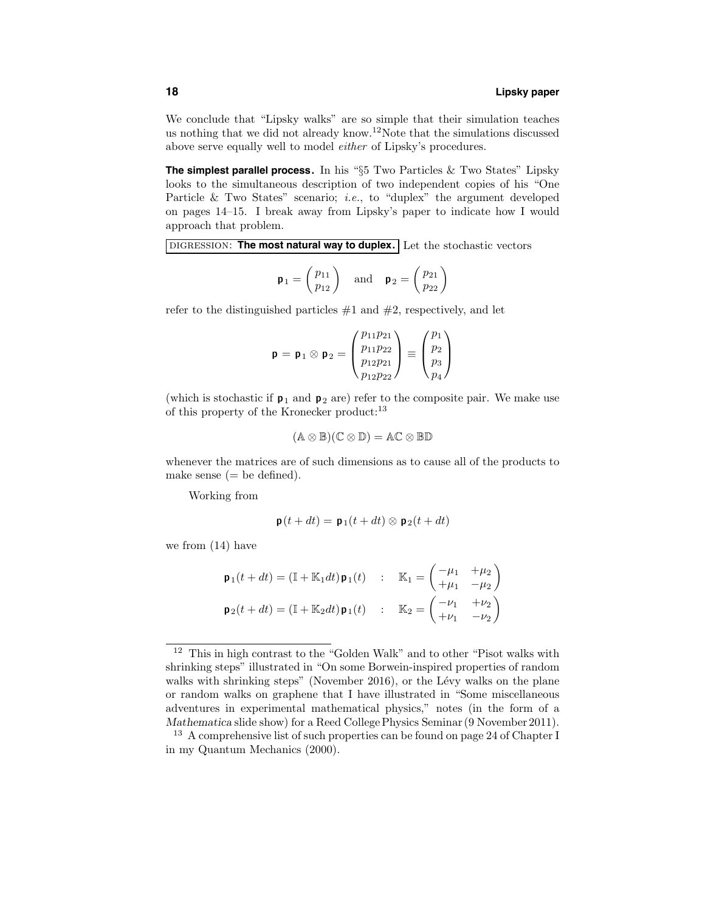We conclude that "Lipsky walks" are so simple that their simulation teaches us nothing that we did not already know.[12]Note that the simulations discussed above serve equally well to model *either* of Lipsky's procedures.

**The simplest parallel process.** In his "§5 Two Particles & Two States" Lipsky looks to the simultaneous description of two independent copies of his "One Particle & Two States" scenario; *i.e.*, to "duplex" the argument developed on pages 14–15. I break away from Lipsky's paper to indicate how I would approach that problem.

DIGRESSION: **The most natural way to duplex.** Let the stochastic vectors

$$\mathbf{p}_1 = \begin{pmatrix} p_{11} \\ p_{12} \end{pmatrix} \quad \text{and} \quad \mathbf{p}_2 = \begin{pmatrix} p_{21} \\ p_{22} \end{pmatrix}$$

refer to the distinguished particles #1 and #2, respectively, and let

$$\mathbf{p} = \mathbf{p}_1 \otimes \mathbf{p}_2 = \begin{pmatrix} p_{11}p_{21} \\ p_{11}p_{22} \\ p_{12}p_{21} \\ p_{12}p_{22} \end{pmatrix} \equiv \begin{pmatrix} p_1 \\ p_2 \\ p_3 \\ p_4 \end{pmatrix}$$

(which is stochastic if $\mathbf{p}_1$ and $\mathbf{p}_2$ are) refer to the composite pair. We make use of this property of the Kronecker product:[13]

$$(\mathbb{A} \otimes \mathbb{B})(\mathbb{C} \otimes \mathbb{D}) = \mathbb{AC} \otimes \mathbb{BD}$$

whenever the matrices are of such dimensions as to cause all of the products to make sense (= be defined).

Working from

$$\mathbf{p}(t + dt) = \mathbf{p}_1(t + dt) \otimes \mathbf{p}_2(t + dt)$$

we from (14) have

$$\begin{aligned}
\mathbf{p}_1(t + dt) &= (\mathbb{I} + \mathbb{K}_1 dt)\,\mathbf{p}_1(t) \quad : \quad \mathbb{K}_1 = \begin{pmatrix} -\mu_1 & +\mu_2 \\ +\mu_1 & -\mu_2 \end{pmatrix} \\
\mathbf{p}_2(t + dt) &= (\mathbb{I} + \mathbb{K}_2 dt)\,\mathbf{p}_1(t) \quad : \quad \mathbb{K}_2 = \begin{pmatrix} -\nu_1 & +\nu_2 \\ +\nu_1 & -\nu_2 \end{pmatrix}
\end{aligned}$$

---

[12] This in high contrast to the "Golden Walk" and to other "Pisot walks with shrinking steps" illustrated in "On some Borwein-inspired properties of random walks with shrinking steps" (November 2016), or the Lévy walks on the plane or random walks on graphene that I have illustrated in "Some miscellaneous adventures in experimental mathematical physics," notes (in the form of a *Mathematica* slide show) for a Reed College Physics Seminar (9 November 2011).

[13] A comprehensive list of such properties can be found on page 24 of Chapter I in my Quantum Mechanics (2000).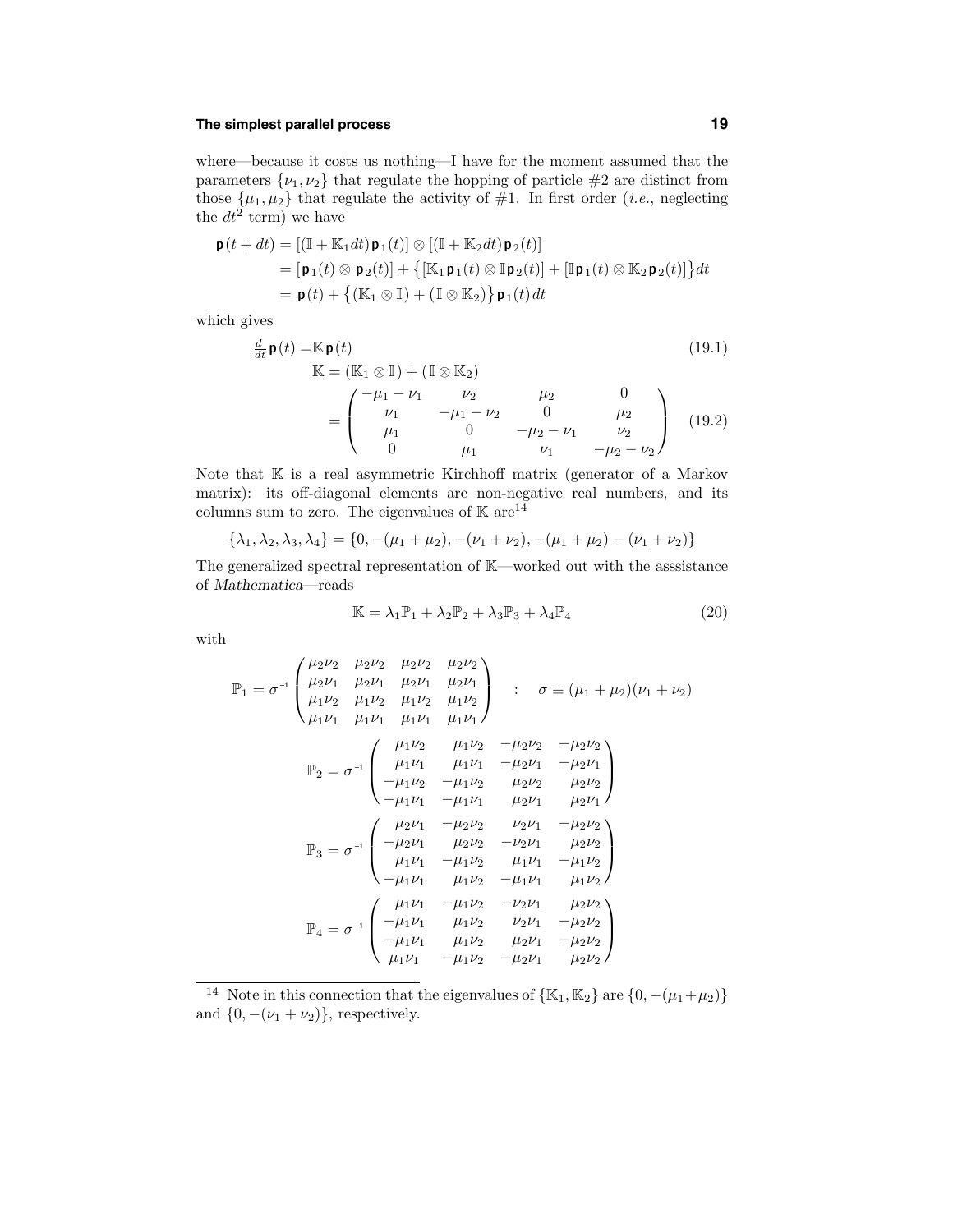where—because it costs us nothing—I have for the moment assumed that the parameters $\{\nu_1, \nu_2\}$ that regulate the hopping of particle #2 are distinct from those $\{\mu_1, \mu_2\}$ that regulate the activity of #1. In first order (*i.e.*, neglecting the $dt^2$ term) we have

$$
\begin{aligned}
\mathbf{p}(t+dt) &= [(\mathbb{I}+\mathbb{K}_1 dt)\,\mathbf{p}_1(t)] \otimes [(\mathbb{I}+\mathbb{K}_2 dt)\,\mathbf{p}_2(t)] \\
&= [\mathbf{p}_1(t)\otimes\mathbf{p}_2(t)] + \big\{[\mathbb{K}_1\mathbf{p}_1(t)\otimes\mathbb{I}\mathbf{p}_2(t)] + [\mathbb{I}\mathbf{p}_1(t)\otimes\mathbb{K}_2\mathbf{p}_2(t)]\big\}dt \\
&= \mathbf{p}(t) + \big\{(\mathbb{K}_1\otimes\mathbb{I}) + (\mathbb{I}\otimes\mathbb{K}_2)\big\}\,\mathbf{p}_1(t)\,dt
\end{aligned}
$$

which gives

$$
\tfrac{d}{dt}\,\mathbf{p}(t) = \mathbb{K}\,\mathbf{p}(t) \tag{19.1}
$$

$$
\begin{aligned}
\mathbb{K} &= (\mathbb{K}_1\otimes\mathbb{I}) + (\mathbb{I}\otimes\mathbb{K}_2) \\
&= \begin{pmatrix}
-\mu_1-\nu_1 & \nu_2 & \mu_2 & 0 \\
\nu_1 & -\mu_1-\nu_2 & 0 & \mu_2 \\
\mu_1 & 0 & -\mu_2-\nu_1 & \nu_2 \\
0 & \mu_1 & \nu_1 & -\mu_2-\nu_2
\end{pmatrix}
\end{aligned} \tag{19.2}
$$

Note that $\mathbb{K}$ is a real asymmetric Kirchhoff matrix (generator of a Markov matrix): its off-diagonal elements are non-negative real numbers, and its columns sum to zero. The eigenvalues of $\mathbb{K}$ are[14]

$$
\{\lambda_1, \lambda_2, \lambda_3, \lambda_4\} = \{0, -(\mu_1+\mu_2), -(\nu_1+\nu_2), -(\mu_1+\mu_2)-(\nu_1+\nu_2)\}
$$

The generalized spectral representation of $\mathbb{K}$—worked out with the asssistance of *Mathematica*—reads

$$
\mathbb{K} = \lambda_1\mathbb{P}_1 + \lambda_2\mathbb{P}_2 + \lambda_3\mathbb{P}_3 + \lambda_4\mathbb{P}_4 \tag{20}
$$

with

$$
\mathbb{P}_1 = \sigma^{-1}\begin{pmatrix}
\mu_2\nu_2 & \mu_2\nu_2 & \mu_2\nu_2 & \mu_2\nu_2 \\
\mu_2\nu_1 & \mu_2\nu_1 & \mu_2\nu_1 & \mu_2\nu_1 \\
\mu_1\nu_2 & \mu_1\nu_2 & \mu_1\nu_2 & \mu_1\nu_2 \\
\mu_1\nu_1 & \mu_1\nu_1 & \mu_1\nu_1 & \mu_1\nu_1
\end{pmatrix} \quad : \quad \sigma \equiv (\mu_1+\mu_2)(\nu_1+\nu_2)
$$

$$
\mathbb{P}_2 = \sigma^{-1}\begin{pmatrix}
\mu_1\nu_2 & \mu_1\nu_2 & -\mu_2\nu_2 & -\mu_2\nu_2 \\
\mu_1\nu_1 & \mu_1\nu_1 & -\mu_2\nu_1 & -\mu_2\nu_1 \\
-\mu_1\nu_2 & -\mu_1\nu_2 & \mu_2\nu_2 & \mu_2\nu_2 \\
-\mu_1\nu_1 & -\mu_1\nu_1 & \mu_2\nu_1 & \mu_2\nu_1
\end{pmatrix}
$$

$$
\mathbb{P}_3 = \sigma^{-1}\begin{pmatrix}
\mu_2\nu_1 & -\mu_2\nu_2 & \nu_2\nu_1 & -\mu_2\nu_2 \\
-\mu_2\nu_1 & \mu_2\nu_2 & -\nu_2\nu_1 & \mu_2\nu_2 \\
\mu_1\nu_1 & -\mu_1\nu_2 & \mu_1\nu_1 & -\mu_1\nu_2 \\
-\mu_1\nu_1 & \mu_1\nu_2 & -\mu_1\nu_1 & \mu_1\nu_2
\end{pmatrix}
$$

$$
\mathbb{P}_4 = \sigma^{-1}\begin{pmatrix}
\mu_1\nu_1 & -\mu_1\nu_2 & -\nu_2\nu_1 & \mu_2\nu_2 \\
-\mu_1\nu_1 & \mu_1\nu_2 & \nu_2\nu_1 & -\mu_2\nu_2 \\
-\mu_1\nu_1 & \mu_1\nu_2 & \mu_2\nu_1 & -\mu_2\nu_2 \\
\mu_1\nu_1 & -\mu_1\nu_2 & -\mu_2\nu_1 & \mu_2\nu_2
\end{pmatrix}
$$

---

[14] Note in this connection that the eigenvalues of $\{\mathbb{K}_1, \mathbb{K}_2\}$ are $\{0, -(\mu_1+\mu_2)\}$ and $\{0, -(\nu_1+\nu_2)\}$, respectively.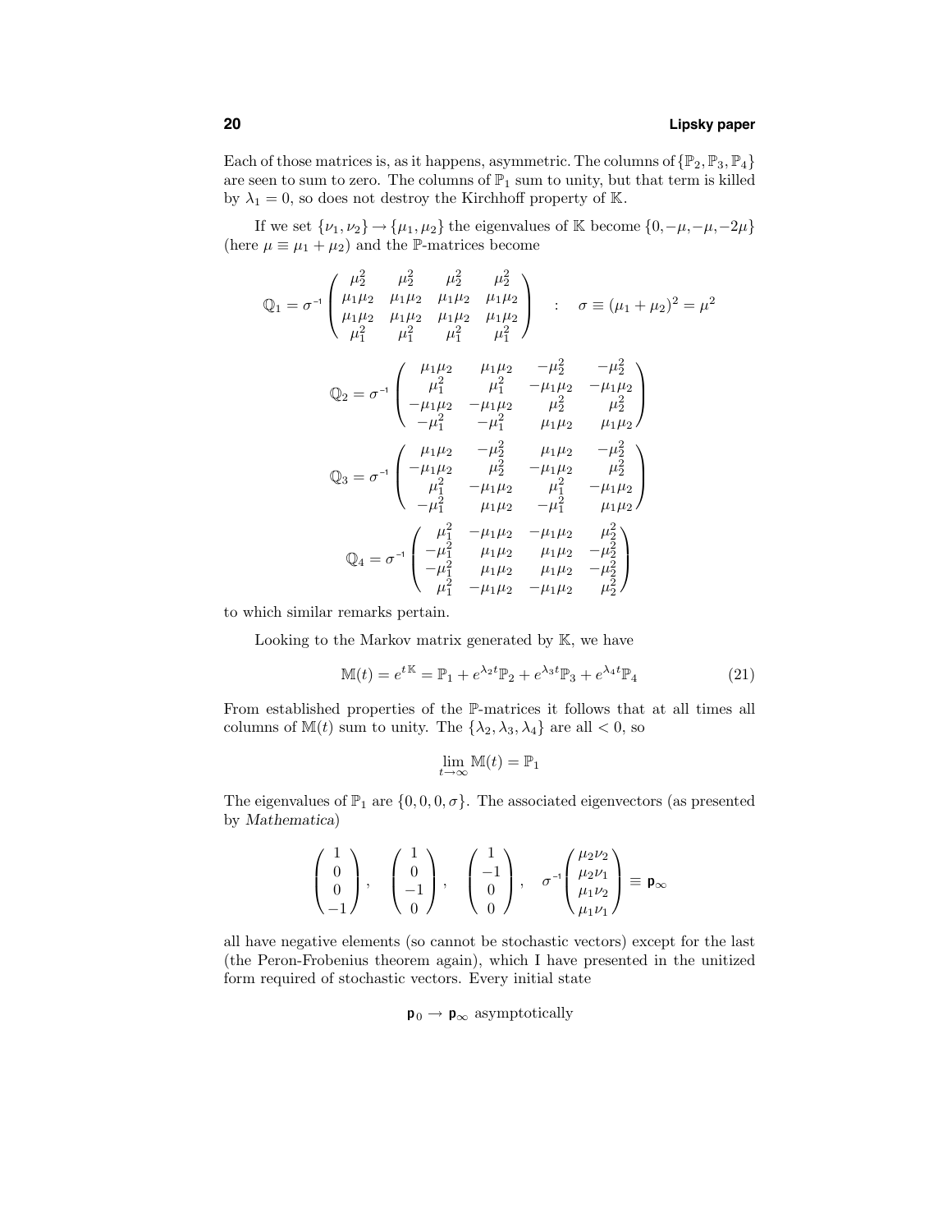Each of those matrices is, as it happens, asymmetric. The columns of $\{\mathbb{P}_2, \mathbb{P}_3, \mathbb{P}_4\}$ are seen to sum to zero. The columns of $\mathbb{P}_1$ sum to unity, but that term is killed by $\lambda_1 = 0$, so does not destroy the Kirchhoff property of $\mathbb{K}$.

If we set $\{\nu_1, \nu_2\} \to \{\mu_1, \mu_2\}$ the eigenvalues of $\mathbb{K}$ become $\{0, -\mu, -\mu, -2\mu\}$ (here $\mu \equiv \mu_1 + \mu_2$) and the $\mathbb{P}$-matrices become

$$
\mathbb{Q}_1 = \sigma^{-1} \begin{pmatrix} \mu_2^2 & \mu_2^2 & \mu_2^2 & \mu_2^2 \\ \mu_1\mu_2 & \mu_1\mu_2 & \mu_1\mu_2 & \mu_1\mu_2 \\ \mu_1\mu_2 & \mu_1\mu_2 & \mu_1\mu_2 & \mu_1\mu_2 \\ \mu_1^2 & \mu_1^2 & \mu_1^2 & \mu_1^2 \end{pmatrix} \quad : \quad \sigma \equiv (\mu_1 + \mu_2)^2 = \mu^2
$$

$$
\mathbb{Q}_2 = \sigma^{-1} \begin{pmatrix} \mu_1\mu_2 & \mu_1\mu_2 & -\mu_2^2 & -\mu_2^2 \\ \mu_1^2 & \mu_1^2 & -\mu_1\mu_2 & -\mu_1\mu_2 \\ -\mu_1\mu_2 & -\mu_1\mu_2 & \mu_2^2 & \mu_2^2 \\ -\mu_1^2 & -\mu_1^2 & \mu_1\mu_2 & \mu_1\mu_2 \end{pmatrix}
$$

$$
\mathbb{Q}_3 = \sigma^{-1} \begin{pmatrix} \mu_1\mu_2 & -\mu_2^2 & \mu_1\mu_2 & -\mu_2^2 \\ -\mu_1\mu_2 & \mu_2^2 & -\mu_1\mu_2 & \mu_2^2 \\ \mu_1^2 & -\mu_1\mu_2 & \mu_1^2 & -\mu_1\mu_2 \\ -\mu_1^2 & \mu_1\mu_2 & -\mu_1^2 & \mu_1\mu_2 \end{pmatrix}
$$

$$
\mathbb{Q}_4 = \sigma^{-1} \begin{pmatrix} \mu_1^2 & -\mu_1\mu_2 & -\mu_1\mu_2 & \mu_2^2 \\ -\mu_1^2 & \mu_1\mu_2 & \mu_1\mu_2 & -\mu_2^2 \\ -\mu_1^2 & \mu_1\mu_2 & \mu_1\mu_2 & -\mu_2^2 \\ \mu_1^2 & -\mu_1\mu_2 & -\mu_1\mu_2 & \mu_2^2 \end{pmatrix}
$$

to which similar remarks pertain.

Looking to the Markov matrix generated by $\mathbb{K}$, we have

$$
\mathbb{M}(t) = e^{t\mathbb{K}} = \mathbb{P}_1 + e^{\lambda_2 t}\mathbb{P}_2 + e^{\lambda_3 t}\mathbb{P}_3 + e^{\lambda_4 t}\mathbb{P}_4 \tag{21}
$$

From established properties of the $\mathbb{P}$-matrices it follows that at all times all columns of $\mathbb{M}(t)$ sum to unity. The $\{\lambda_2, \lambda_3, \lambda_4\}$ are all $< 0$, so

$$
\lim_{t\to\infty} \mathbb{M}(t) = \mathbb{P}_1
$$

The eigenvalues of $\mathbb{P}_1$ are $\{0, 0, 0, \sigma\}$. The associated eigenvectors (as presented by *Mathematica*)

$$
\begin{pmatrix} 1 \\ 0 \\ 0 \\ -1 \end{pmatrix}, \quad \begin{pmatrix} 1 \\ 0 \\ -1 \\ 0 \end{pmatrix}, \quad \begin{pmatrix} 1 \\ -1 \\ 0 \\ 0 \end{pmatrix}, \quad \sigma^{-1}\begin{pmatrix} \mu_2\nu_2 \\ \mu_2\nu_1 \\ \mu_1\nu_2 \\ \mu_1\nu_1 \end{pmatrix} \equiv \mathsf{p}_\infty
$$

all have negative elements (so cannot be stochastic vectors) except for the last (the Peron-Frobenius theorem again), which I have presented in the unitized form required of stochastic vectors. Every initial state

$$
\mathsf{p}_0 \to \mathsf{p}_\infty \text{ asymptotically}
$$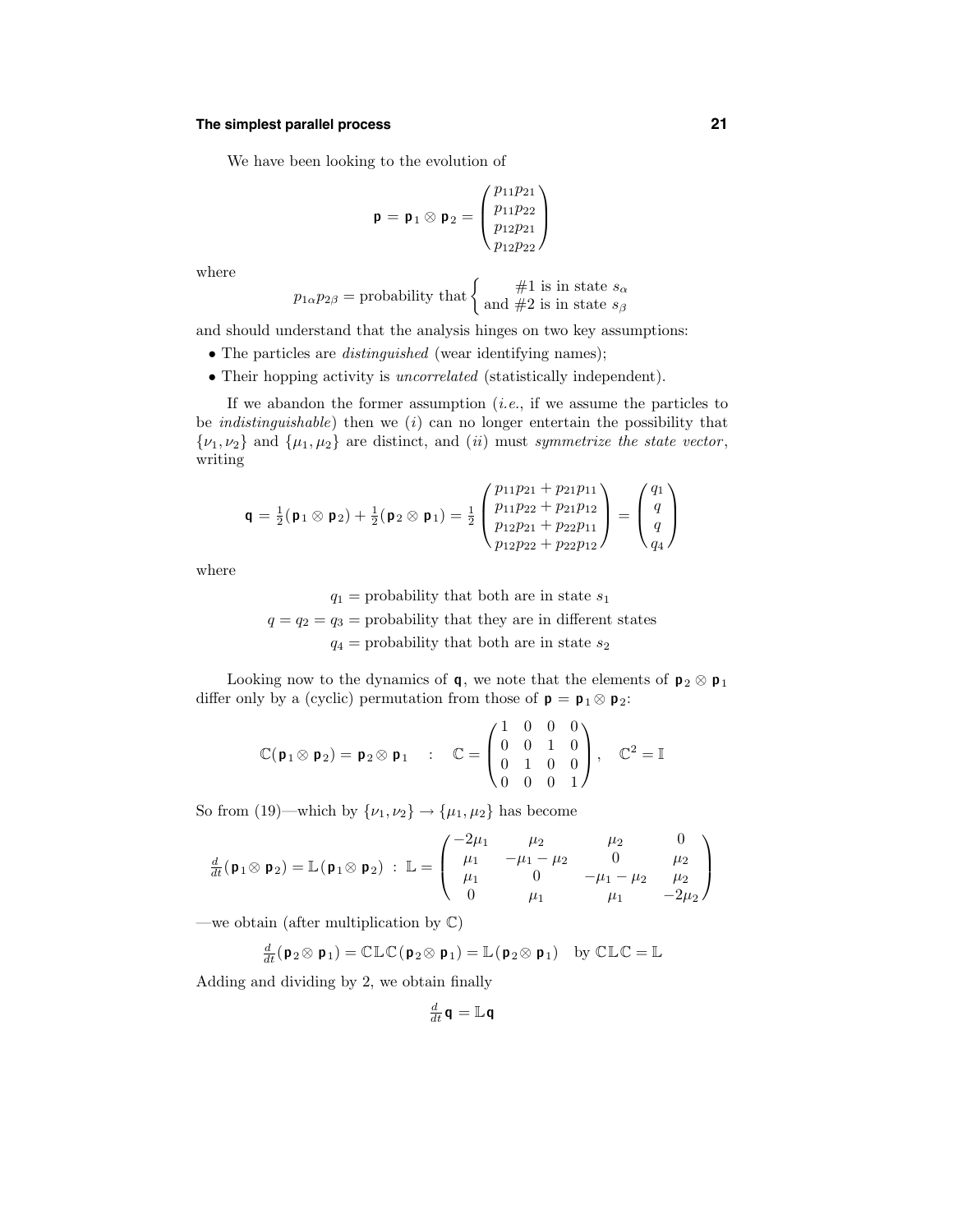We have been looking to the evolution of

$$\mathbf{p} = \mathbf{p}_1 \otimes \mathbf{p}_2 = \begin{pmatrix} p_{11}p_{21} \\ p_{11}p_{22} \\ p_{12}p_{21} \\ p_{12}p_{22} \end{pmatrix}$$

where

$$p_{1\alpha}p_{2\beta} = \text{probability that} \begin{cases} \quad\;\; \#1 \text{ is in state } s_\alpha \\ \text{and } \#2 \text{ is in state } s_\beta \end{cases}$$

and should understand that the analysis hinges on two key assumptions:

- The particles are *distinguished* (wear identifying names);
- Their hopping activity is *uncorrelated* (statistically independent).

If we abandon the former assumption (*i.e.*, if we assume the particles to be *indistinguishable*) then we (*i*) can no longer entertain the possibility that $\{\nu_1, \nu_2\}$ and $\{\mu_1, \mu_2\}$ are distinct, and (*ii*) must *symmetrize the state vector*, writing

$$\mathbf{q} = \tfrac{1}{2}(\mathbf{p}_1 \otimes \mathbf{p}_2) + \tfrac{1}{2}(\mathbf{p}_2 \otimes \mathbf{p}_1) = \tfrac{1}{2}\begin{pmatrix} p_{11}p_{21} + p_{21}p_{11} \\ p_{11}p_{22} + p_{21}p_{12} \\ p_{12}p_{21} + p_{22}p_{11} \\ p_{12}p_{22} + p_{22}p_{12} \end{pmatrix} = \begin{pmatrix} q_1 \\ q \\ q \\ q_4 \end{pmatrix}$$

where

$$\begin{aligned} q_1 &= \text{probability that both are in state } s_1 \\ q = q_2 = q_3 &= \text{probability that they are in different states} \\ q_4 &= \text{probability that both are in state } s_2 \end{aligned}$$

Looking now to the dynamics of $\mathbf{q}$, we note that the elements of $\mathbf{p}_2 \otimes \mathbf{p}_1$ differ only by a (cyclic) permutation from those of $\mathbf{p} = \mathbf{p}_1 \otimes \mathbf{p}_2$:

$$\mathbb{C}(\mathbf{p}_1 \otimes \mathbf{p}_2) = \mathbf{p}_2 \otimes \mathbf{p}_1 \quad : \quad \mathbb{C} = \begin{pmatrix} 1 & 0 & 0 & 0 \\ 0 & 0 & 1 & 0 \\ 0 & 1 & 0 & 0 \\ 0 & 0 & 0 & 1 \end{pmatrix}, \quad \mathbb{C}^2 = \mathbb{I}$$

So from (19)—which by $\{\nu_1, \nu_2\} \to \{\mu_1, \mu_2\}$ has become

$$\tfrac{d}{dt}(\mathbf{p}_1 \otimes \mathbf{p}_2) = \mathbb{L}(\mathbf{p}_1 \otimes \mathbf{p}_2) \; : \; \mathbb{L} = \begin{pmatrix} -2\mu_1 & \mu_2 & \mu_2 & 0 \\ \mu_1 & -\mu_1 - \mu_2 & 0 & \mu_2 \\ \mu_1 & 0 & -\mu_1 - \mu_2 & \mu_2 \\ 0 & \mu_1 & \mu_1 & -2\mu_2 \end{pmatrix}$$

—we obtain (after multiplication by $\mathbb{C}$)

$$\tfrac{d}{dt}(\mathbf{p}_2 \otimes \mathbf{p}_1) = \mathbb{C}\mathbb{L}\mathbb{C}(\mathbf{p}_2 \otimes \mathbf{p}_1) = \mathbb{L}(\mathbf{p}_2 \otimes \mathbf{p}_1) \quad \text{by } \mathbb{C}\mathbb{L}\mathbb{C} = \mathbb{L}$$

Adding and dividing by 2, we obtain finally

$$\tfrac{d}{dt}\mathbf{q} = \mathbb{L}\mathbf{q}$$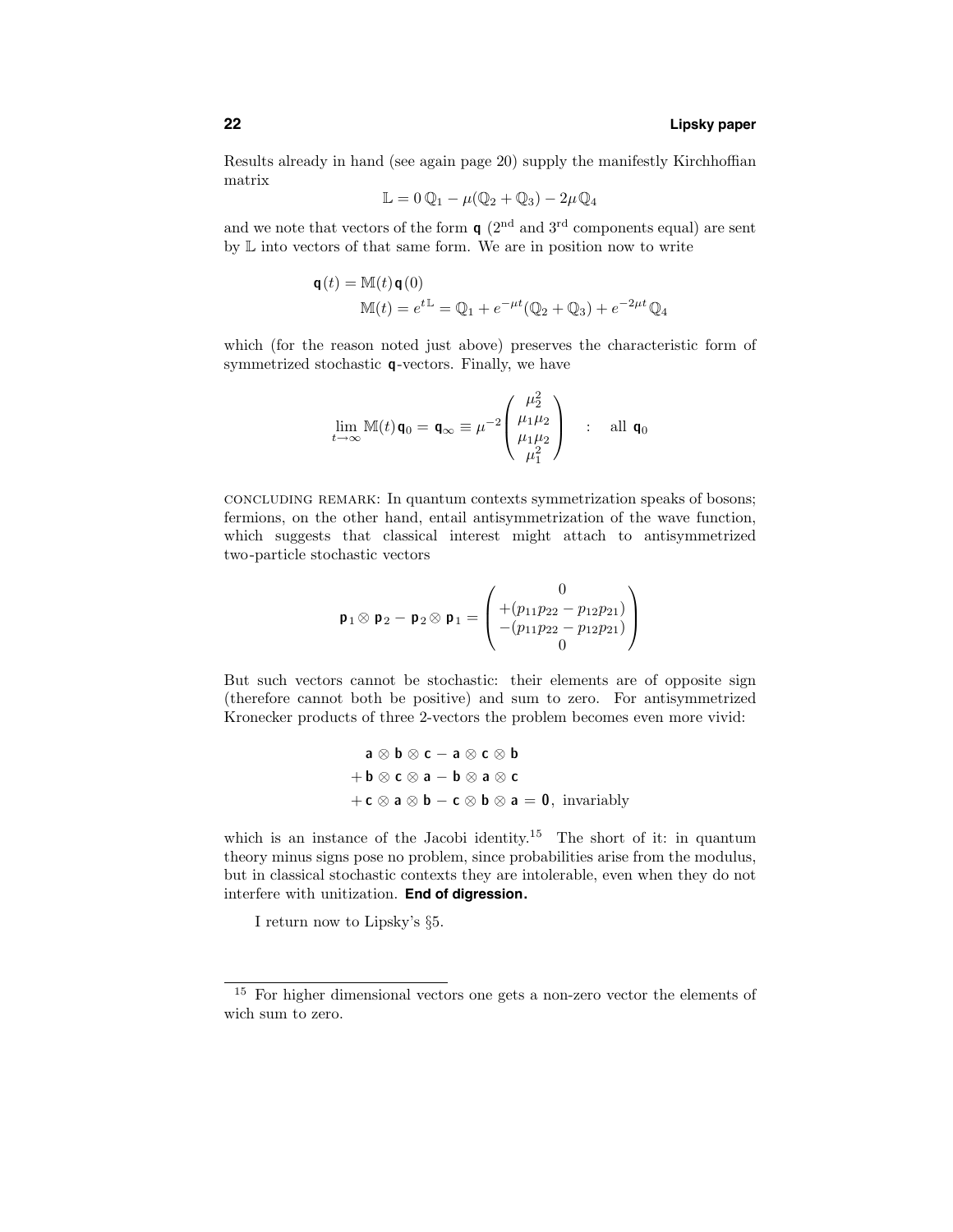Results already in hand (see again page 20) supply the manifestly Kirchhoffian matrix

$$\mathbb{L} = 0\,\mathbb{Q}_1 - \mu(\mathbb{Q}_2 + \mathbb{Q}_3) - 2\mu\,\mathbb{Q}_4$$

and we note that vectors of the form $\mathbf{q}$ (2nd and 3rd components equal) are sent by $\mathbb{L}$ into vectors of that same form. We are in position now to write

$$\begin{aligned}\mathbf{q}(t) &= \mathbb{M}(t)\,\mathbf{q}(0)\\ \mathbb{M}(t) &= e^{t\mathbb{L}} = \mathbb{Q}_1 + e^{-\mu t}(\mathbb{Q}_2 + \mathbb{Q}_3) + e^{-2\mu t}\,\mathbb{Q}_4\end{aligned}$$

which (for the reason noted just above) preserves the characteristic form of symmetrized stochastic $\mathbf{q}$-vectors. Finally, we have

$$\lim_{t\to\infty} \mathbb{M}(t)\,\mathbf{q}_0 = \mathbf{q}_\infty \equiv \mu^{-2}\begin{pmatrix}\mu_2^2\\ \mu_1\mu_2\\ \mu_1\mu_2\\ \mu_1^2\end{pmatrix} \quad : \quad \text{all } \mathbf{q}_0$$

CONCLUDING REMARK: In quantum contexts symmetrization speaks of bosons; fermions, on the other hand, entail antisymmetrization of the wave function, which suggests that classical interest might attach to antisymmetrized two-particle stochastic vectors

$$\mathbf{p}_1 \otimes \mathbf{p}_2 - \mathbf{p}_2 \otimes \mathbf{p}_1 = \begin{pmatrix}0\\ +(p_{11}p_{22} - p_{12}p_{21})\\ -(p_{11}p_{22} - p_{12}p_{21})\\ 0\end{pmatrix}$$

But such vectors cannot be stochastic: their elements are of opposite sign (therefore cannot both be positive) and sum to zero. For antisymmetrized Kronecker products of three 2-vectors the problem becomes even more vivid:

$$\begin{aligned}&\mathbf{a}\otimes\mathbf{b}\otimes\mathbf{c} - \mathbf{a}\otimes\mathbf{c}\otimes\mathbf{b}\\ +\,&\mathbf{b}\otimes\mathbf{c}\otimes\mathbf{a} - \mathbf{b}\otimes\mathbf{a}\otimes\mathbf{c}\\ +\,&\mathbf{c}\otimes\mathbf{a}\otimes\mathbf{b} - \mathbf{c}\otimes\mathbf{b}\otimes\mathbf{a} = \mathbf{0}, \text{ invariably}\end{aligned}$$

which is an instance of the Jacobi identity.[15] The short of it: in quantum theory minus signs pose no problem, since probabilities arise from the modulus, but in classical stochastic contexts they are intolerable, even when they do not interfere with unitization. **End of digression.**

I return now to Lipsky's §5.

[15] For higher dimensional vectors one gets a non-zero vector the elements of wich sum to zero.